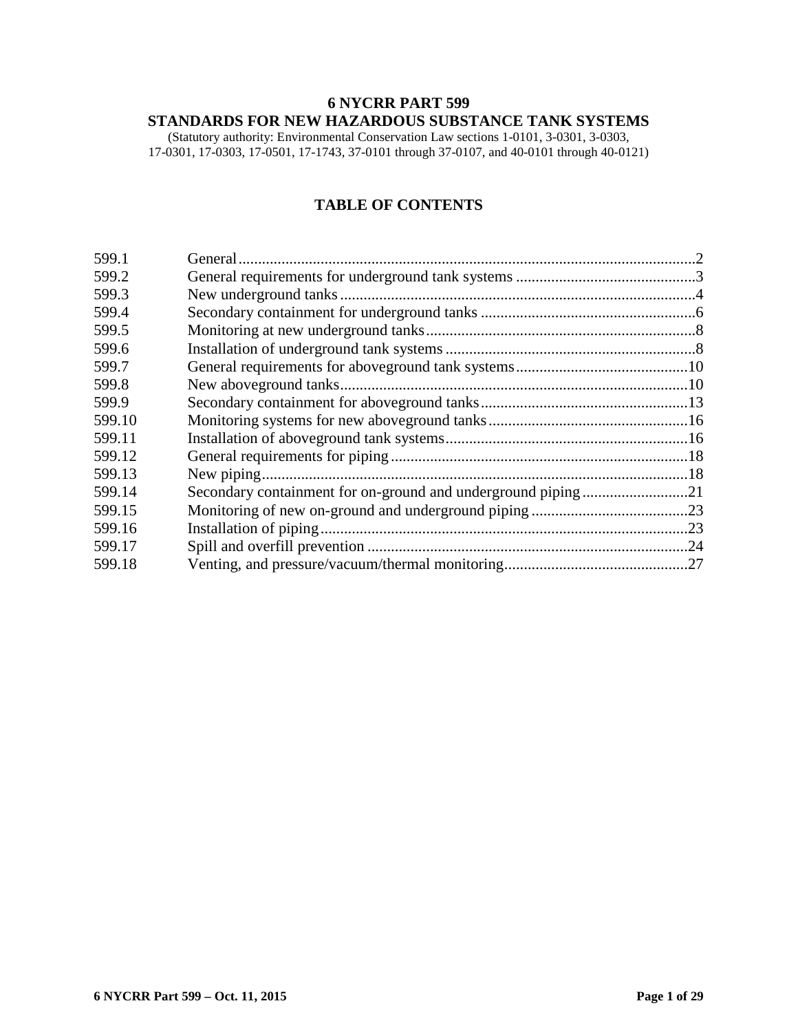# 6 NYCRR PART 599
# STANDARDS FOR NEW HAZARDOUS SUBSTANCE TANK SYSTEMS

(Statutory authority: Environmental Conservation Law sections 1-0101, 3-0301, 3-0303, 17-0301, 17-0303, 17-0501, 17-1743, 37-0101 through 37-0107, and 40-0101 through 40-0121)

## TABLE OF CONTENTS

| | | |
|---|---|---|
| 599.1 | General | 2 |
| 599.2 | General requirements for underground tank systems | 3 |
| 599.3 | New underground tanks | 4 |
| 599.4 | Secondary containment for underground tanks | 6 |
| 599.5 | Monitoring at new underground tanks | 8 |
| 599.6 | Installation of underground tank systems | 8 |
| 599.7 | General requirements for aboveground tank systems | 10 |
| 599.8 | New aboveground tanks | 10 |
| 599.9 | Secondary containment for aboveground tanks | 13 |
| 599.10 | Monitoring systems for new aboveground tanks | 16 |
| 599.11 | Installation of aboveground tank systems | 16 |
| 599.12 | General requirements for piping | 18 |
| 599.13 | New piping | 18 |
| 599.14 | Secondary containment for on-ground and underground piping | 21 |
| 599.15 | Monitoring of new on-ground and underground piping | 23 |
| 599.16 | Installation of piping | 23 |
| 599.17 | Spill and overfill prevention | 24 |
| 599.18 | Venting, and pressure/vacuum/thermal monitoring | 27 |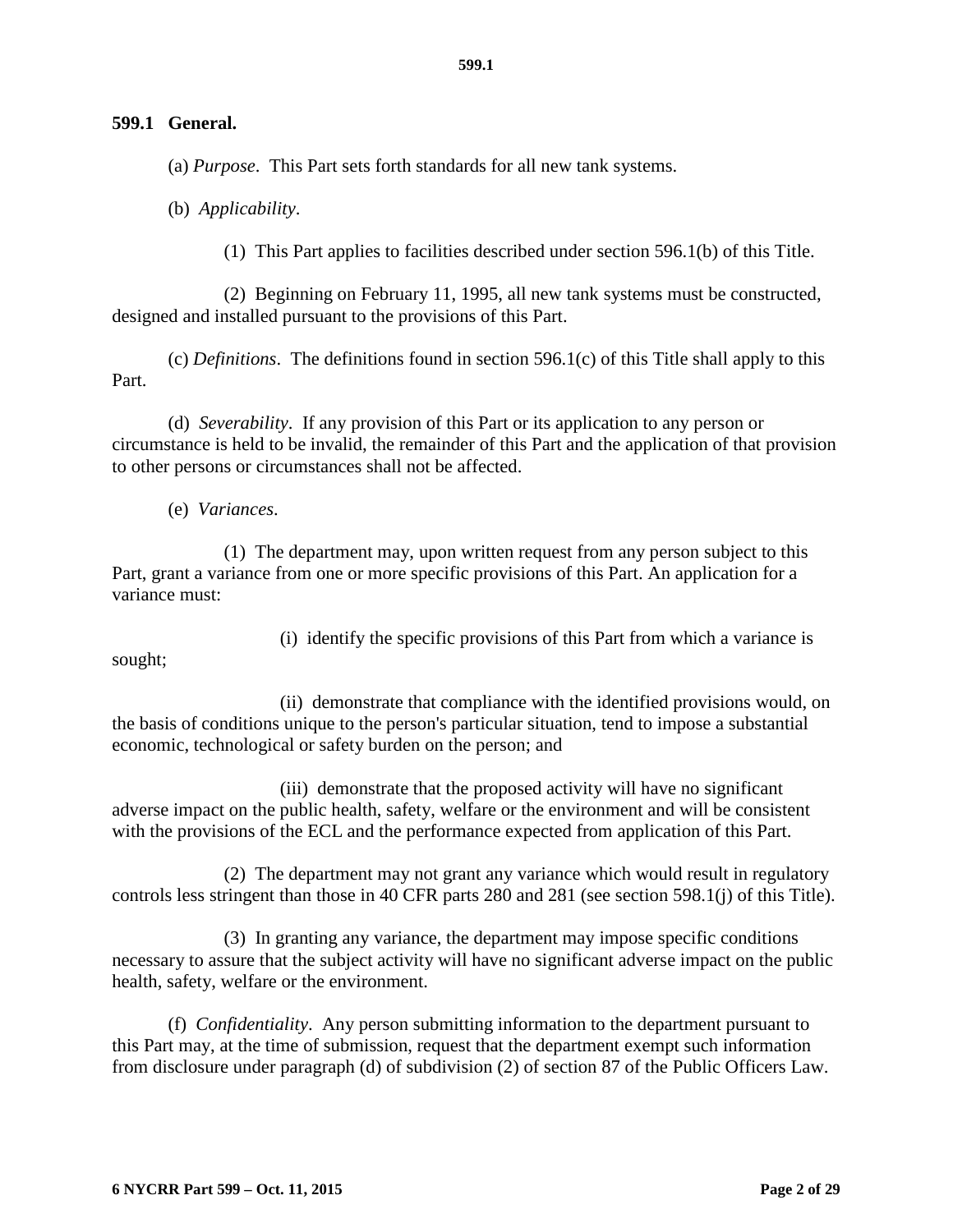## 599.1 General.

(a) *Purpose*. This Part sets forth standards for all new tank systems.

(b) *Applicability*.

(1) This Part applies to facilities described under section 596.1(b) of this Title.

(2) Beginning on February 11, 1995, all new tank systems must be constructed, designed and installed pursuant to the provisions of this Part.

(c) *Definitions*. The definitions found in section 596.1(c) of this Title shall apply to this Part.

(d) *Severability*. If any provision of this Part or its application to any person or circumstance is held to be invalid, the remainder of this Part and the application of that provision to other persons or circumstances shall not be affected.

(e) *Variances*.

(1) The department may, upon written request from any person subject to this Part, grant a variance from one or more specific provisions of this Part. An application for a variance must:

(i) identify the specific provisions of this Part from which a variance is sought;

(ii) demonstrate that compliance with the identified provisions would, on the basis of conditions unique to the person's particular situation, tend to impose a substantial economic, technological or safety burden on the person; and

(iii) demonstrate that the proposed activity will have no significant adverse impact on the public health, safety, welfare or the environment and will be consistent with the provisions of the ECL and the performance expected from application of this Part.

(2) The department may not grant any variance which would result in regulatory controls less stringent than those in 40 CFR parts 280 and 281 (see section 598.1(j) of this Title).

(3) In granting any variance, the department may impose specific conditions necessary to assure that the subject activity will have no significant adverse impact on the public health, safety, welfare or the environment.

(f) *Confidentiality*. Any person submitting information to the department pursuant to this Part may, at the time of submission, request that the department exempt such information from disclosure under paragraph (d) of subdivision (2) of section 87 of the Public Officers Law.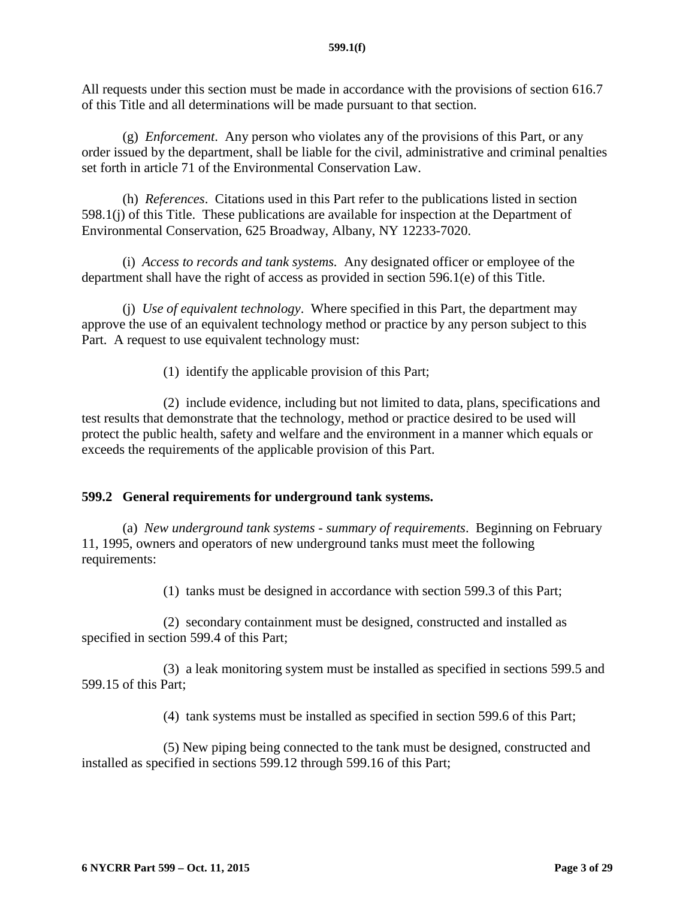All requests under this section must be made in accordance with the provisions of section 616.7 of this Title and all determinations will be made pursuant to that section.

(g) *Enforcement*. Any person who violates any of the provisions of this Part, or any order issued by the department, shall be liable for the civil, administrative and criminal penalties set forth in article 71 of the Environmental Conservation Law.

(h) *References*. Citations used in this Part refer to the publications listed in section 598.1(j) of this Title. These publications are available for inspection at the Department of Environmental Conservation, 625 Broadway, Albany, NY 12233-7020.

(i) *Access to records and tank systems.* Any designated officer or employee of the department shall have the right of access as provided in section 596.1(e) of this Title.

(j) *Use of equivalent technology*. Where specified in this Part, the department may approve the use of an equivalent technology method or practice by any person subject to this Part. A request to use equivalent technology must:

(1) identify the applicable provision of this Part;

(2) include evidence, including but not limited to data, plans, specifications and test results that demonstrate that the technology, method or practice desired to be used will protect the public health, safety and welfare and the environment in a manner which equals or exceeds the requirements of the applicable provision of this Part.

## 599.2 General requirements for underground tank systems.

(a) *New underground tank systems - summary of requirements*. Beginning on February 11, 1995, owners and operators of new underground tanks must meet the following requirements:

(1) tanks must be designed in accordance with section 599.3 of this Part;

(2) secondary containment must be designed, constructed and installed as specified in section 599.4 of this Part;

(3) a leak monitoring system must be installed as specified in sections 599.5 and 599.15 of this Part;

(4) tank systems must be installed as specified in section 599.6 of this Part;

(5) New piping being connected to the tank must be designed, constructed and installed as specified in sections 599.12 through 599.16 of this Part;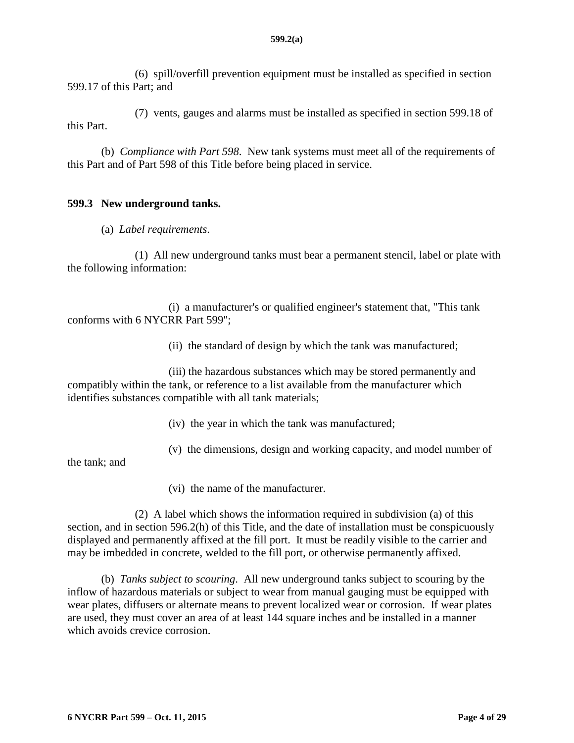(6) spill/overfill prevention equipment must be installed as specified in section 599.17 of this Part; and

(7) vents, gauges and alarms must be installed as specified in section 599.18 of this Part.

(b) *Compliance with Part 598*. New tank systems must meet all of the requirements of this Part and of Part 598 of this Title before being placed in service.

## 599.3 New underground tanks.

(a) *Label requirements*.

(1) All new underground tanks must bear a permanent stencil, label or plate with the following information:

(i) a manufacturer's or qualified engineer's statement that, "This tank conforms with 6 NYCRR Part 599";

(ii) the standard of design by which the tank was manufactured;

(iii) the hazardous substances which may be stored permanently and compatibly within the tank, or reference to a list available from the manufacturer which identifies substances compatible with all tank materials;

(iv) the year in which the tank was manufactured;

(v) the dimensions, design and working capacity, and model number of the tank; and

(vi) the name of the manufacturer.

(2) A label which shows the information required in subdivision (a) of this section, and in section 596.2(h) of this Title, and the date of installation must be conspicuously displayed and permanently affixed at the fill port. It must be readily visible to the carrier and may be imbedded in concrete, welded to the fill port, or otherwise permanently affixed.

(b) *Tanks subject to scouring*. All new underground tanks subject to scouring by the inflow of hazardous materials or subject to wear from manual gauging must be equipped with wear plates, diffusers or alternate means to prevent localized wear or corrosion. If wear plates are used, they must cover an area of at least 144 square inches and be installed in a manner which avoids crevice corrosion.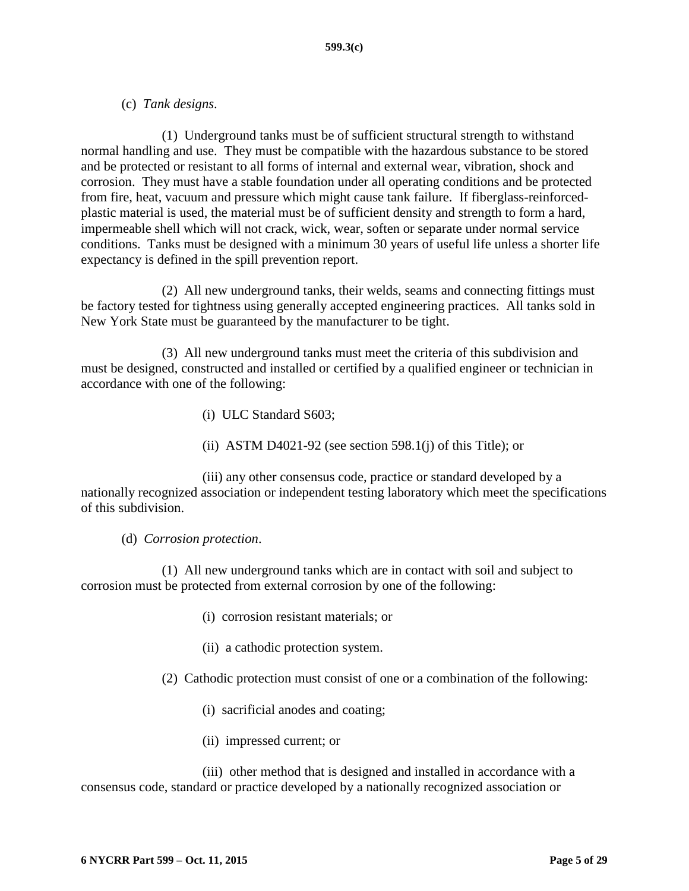(c) *Tank designs*.

(1) Underground tanks must be of sufficient structural strength to withstand normal handling and use. They must be compatible with the hazardous substance to be stored and be protected or resistant to all forms of internal and external wear, vibration, shock and corrosion. They must have a stable foundation under all operating conditions and be protected from fire, heat, vacuum and pressure which might cause tank failure. If fiberglass-reinforced-plastic material is used, the material must be of sufficient density and strength to form a hard, impermeable shell which will not crack, wick, wear, soften or separate under normal service conditions. Tanks must be designed with a minimum 30 years of useful life unless a shorter life expectancy is defined in the spill prevention report.

(2) All new underground tanks, their welds, seams and connecting fittings must be factory tested for tightness using generally accepted engineering practices. All tanks sold in New York State must be guaranteed by the manufacturer to be tight.

(3) All new underground tanks must meet the criteria of this subdivision and must be designed, constructed and installed or certified by a qualified engineer or technician in accordance with one of the following:

(i) ULC Standard S603;

(ii) ASTM D4021-92 (see section 598.1(j) of this Title); or

(iii) any other consensus code, practice or standard developed by a nationally recognized association or independent testing laboratory which meet the specifications of this subdivision.

(d) *Corrosion protection*.

(1) All new underground tanks which are in contact with soil and subject to corrosion must be protected from external corrosion by one of the following:

(i) corrosion resistant materials; or

(ii) a cathodic protection system.

(2) Cathodic protection must consist of one or a combination of the following:

(i) sacrificial anodes and coating;

(ii) impressed current; or

(iii) other method that is designed and installed in accordance with a consensus code, standard or practice developed by a nationally recognized association or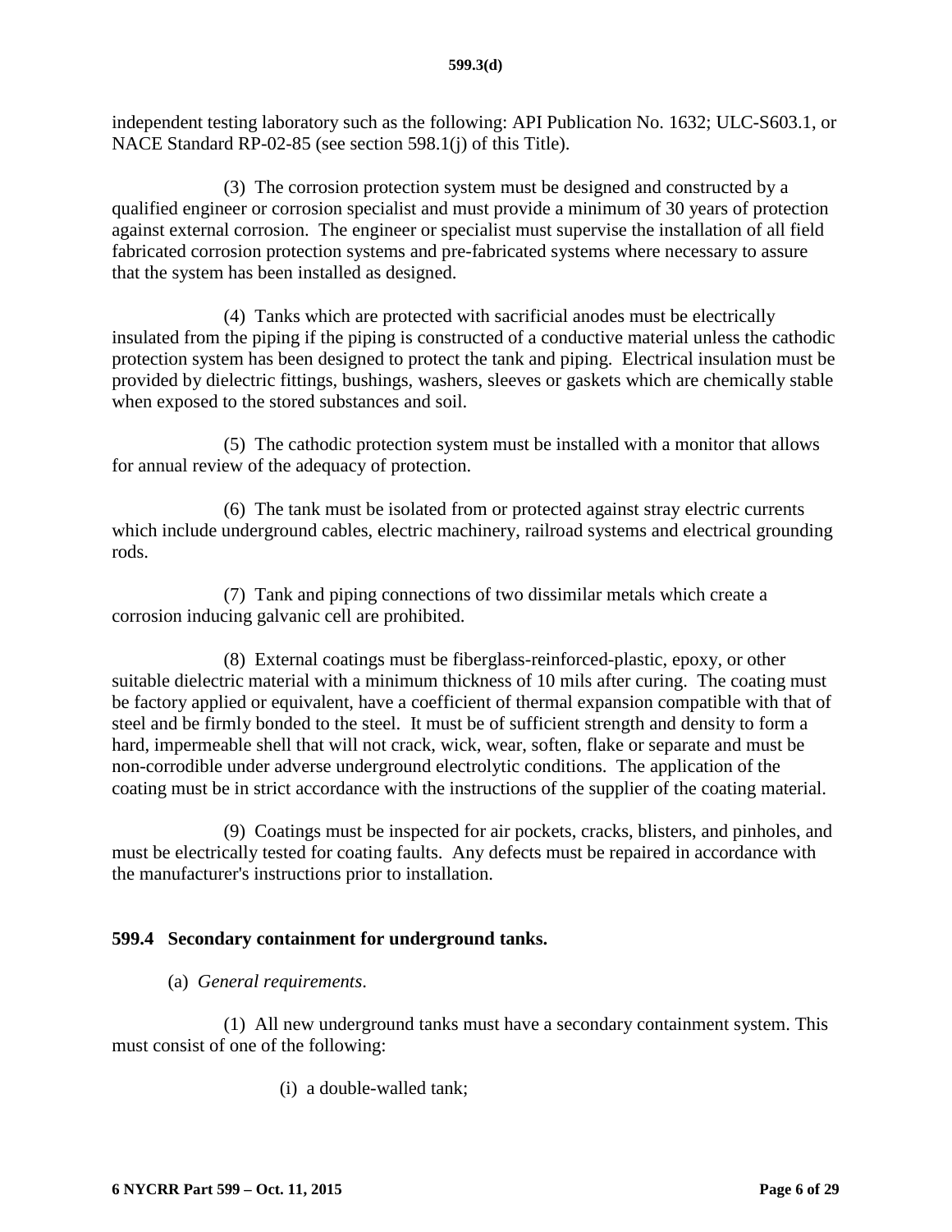independent testing laboratory such as the following: API Publication No. 1632; ULC-S603.1, or NACE Standard RP-02-85 (see section 598.1(j) of this Title).

(3) The corrosion protection system must be designed and constructed by a qualified engineer or corrosion specialist and must provide a minimum of 30 years of protection against external corrosion. The engineer or specialist must supervise the installation of all field fabricated corrosion protection systems and pre-fabricated systems where necessary to assure that the system has been installed as designed.

(4) Tanks which are protected with sacrificial anodes must be electrically insulated from the piping if the piping is constructed of a conductive material unless the cathodic protection system has been designed to protect the tank and piping. Electrical insulation must be provided by dielectric fittings, bushings, washers, sleeves or gaskets which are chemically stable when exposed to the stored substances and soil.

(5) The cathodic protection system must be installed with a monitor that allows for annual review of the adequacy of protection.

(6) The tank must be isolated from or protected against stray electric currents which include underground cables, electric machinery, railroad systems and electrical grounding rods.

(7) Tank and piping connections of two dissimilar metals which create a corrosion inducing galvanic cell are prohibited.

(8) External coatings must be fiberglass-reinforced-plastic, epoxy, or other suitable dielectric material with a minimum thickness of 10 mils after curing. The coating must be factory applied or equivalent, have a coefficient of thermal expansion compatible with that of steel and be firmly bonded to the steel. It must be of sufficient strength and density to form a hard, impermeable shell that will not crack, wick, wear, soften, flake or separate and must be non-corrodible under adverse underground electrolytic conditions. The application of the coating must be in strict accordance with the instructions of the supplier of the coating material.

(9) Coatings must be inspected for air pockets, cracks, blisters, and pinholes, and must be electrically tested for coating faults. Any defects must be repaired in accordance with the manufacturer's instructions prior to installation.

## 599.4 Secondary containment for underground tanks.

(a) *General requirements*.

(1) All new underground tanks must have a secondary containment system. This must consist of one of the following:

(i) a double-walled tank;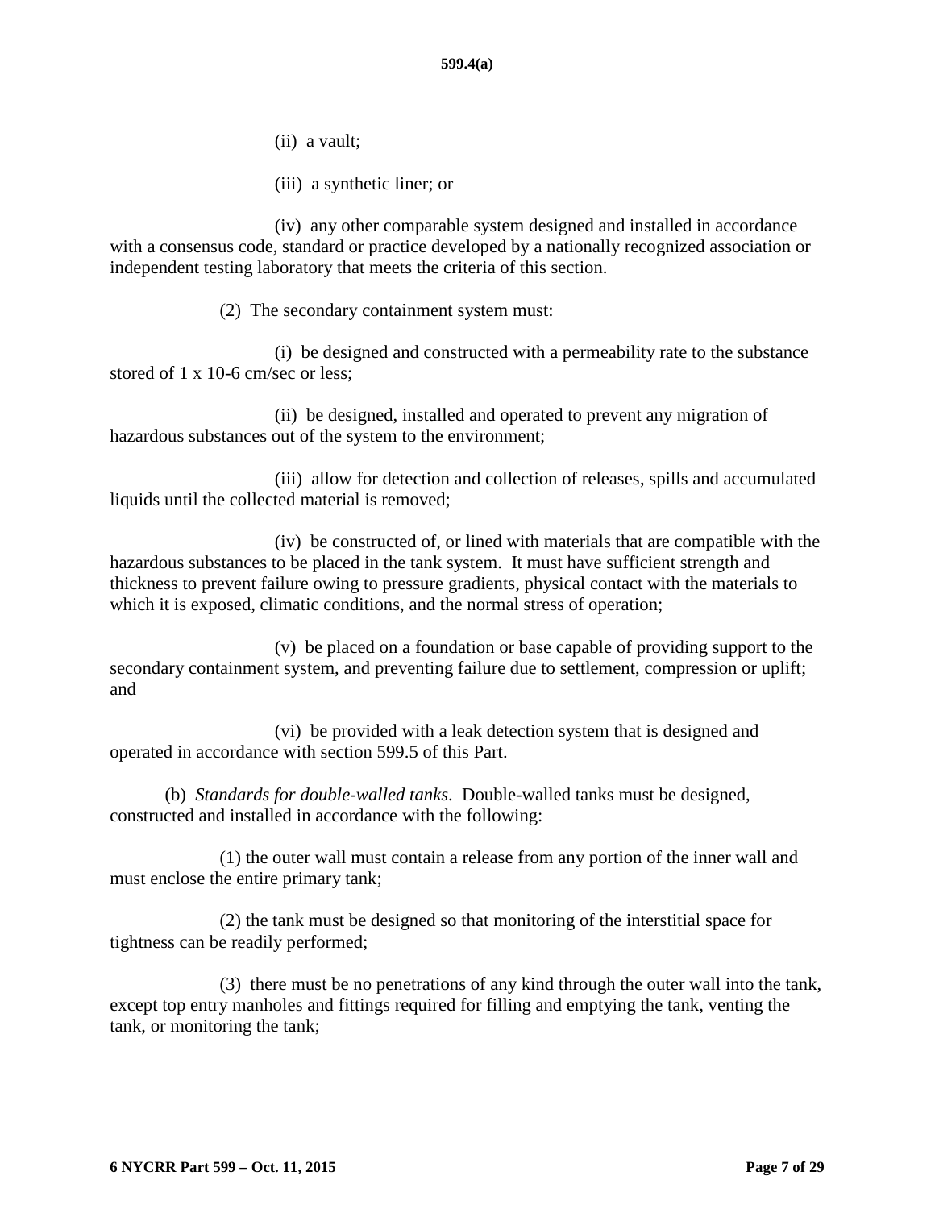(ii) a vault;

(iii) a synthetic liner; or

(iv) any other comparable system designed and installed in accordance with a consensus code, standard or practice developed by a nationally recognized association or independent testing laboratory that meets the criteria of this section.

(2) The secondary containment system must:

(i) be designed and constructed with a permeability rate to the substance stored of 1 x 10-6 cm/sec or less;

(ii) be designed, installed and operated to prevent any migration of hazardous substances out of the system to the environment;

(iii) allow for detection and collection of releases, spills and accumulated liquids until the collected material is removed;

(iv) be constructed of, or lined with materials that are compatible with the hazardous substances to be placed in the tank system. It must have sufficient strength and thickness to prevent failure owing to pressure gradients, physical contact with the materials to which it is exposed, climatic conditions, and the normal stress of operation;

(v) be placed on a foundation or base capable of providing support to the secondary containment system, and preventing failure due to settlement, compression or uplift; and

(vi) be provided with a leak detection system that is designed and operated in accordance with section 599.5 of this Part.

(b) *Standards for double-walled tanks*. Double-walled tanks must be designed, constructed and installed in accordance with the following:

(1) the outer wall must contain a release from any portion of the inner wall and must enclose the entire primary tank;

(2) the tank must be designed so that monitoring of the interstitial space for tightness can be readily performed;

(3) there must be no penetrations of any kind through the outer wall into the tank, except top entry manholes and fittings required for filling and emptying the tank, venting the tank, or monitoring the tank;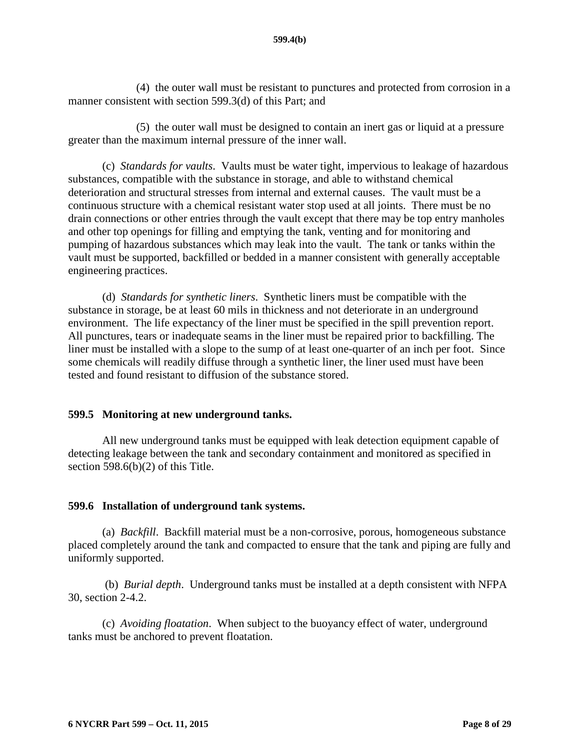(4) the outer wall must be resistant to punctures and protected from corrosion in a manner consistent with section 599.3(d) of this Part; and

(5) the outer wall must be designed to contain an inert gas or liquid at a pressure greater than the maximum internal pressure of the inner wall.

(c) *Standards for vaults*. Vaults must be water tight, impervious to leakage of hazardous substances, compatible with the substance in storage, and able to withstand chemical deterioration and structural stresses from internal and external causes. The vault must be a continuous structure with a chemical resistant water stop used at all joints. There must be no drain connections or other entries through the vault except that there may be top entry manholes and other top openings for filling and emptying the tank, venting and for monitoring and pumping of hazardous substances which may leak into the vault. The tank or tanks within the vault must be supported, backfilled or bedded in a manner consistent with generally acceptable engineering practices.

(d) *Standards for synthetic liners*. Synthetic liners must be compatible with the substance in storage, be at least 60 mils in thickness and not deteriorate in an underground environment. The life expectancy of the liner must be specified in the spill prevention report. All punctures, tears or inadequate seams in the liner must be repaired prior to backfilling. The liner must be installed with a slope to the sump of at least one-quarter of an inch per foot. Since some chemicals will readily diffuse through a synthetic liner, the liner used must have been tested and found resistant to diffusion of the substance stored.

## 599.5 Monitoring at new underground tanks.

All new underground tanks must be equipped with leak detection equipment capable of detecting leakage between the tank and secondary containment and monitored as specified in section 598.6(b)(2) of this Title.

## 599.6 Installation of underground tank systems.

(a) *Backfill*. Backfill material must be a non-corrosive, porous, homogeneous substance placed completely around the tank and compacted to ensure that the tank and piping are fully and uniformly supported.

(b) *Burial depth*. Underground tanks must be installed at a depth consistent with NFPA 30, section 2-4.2.

(c) *Avoiding floatation*. When subject to the buoyancy effect of water, underground tanks must be anchored to prevent floatation.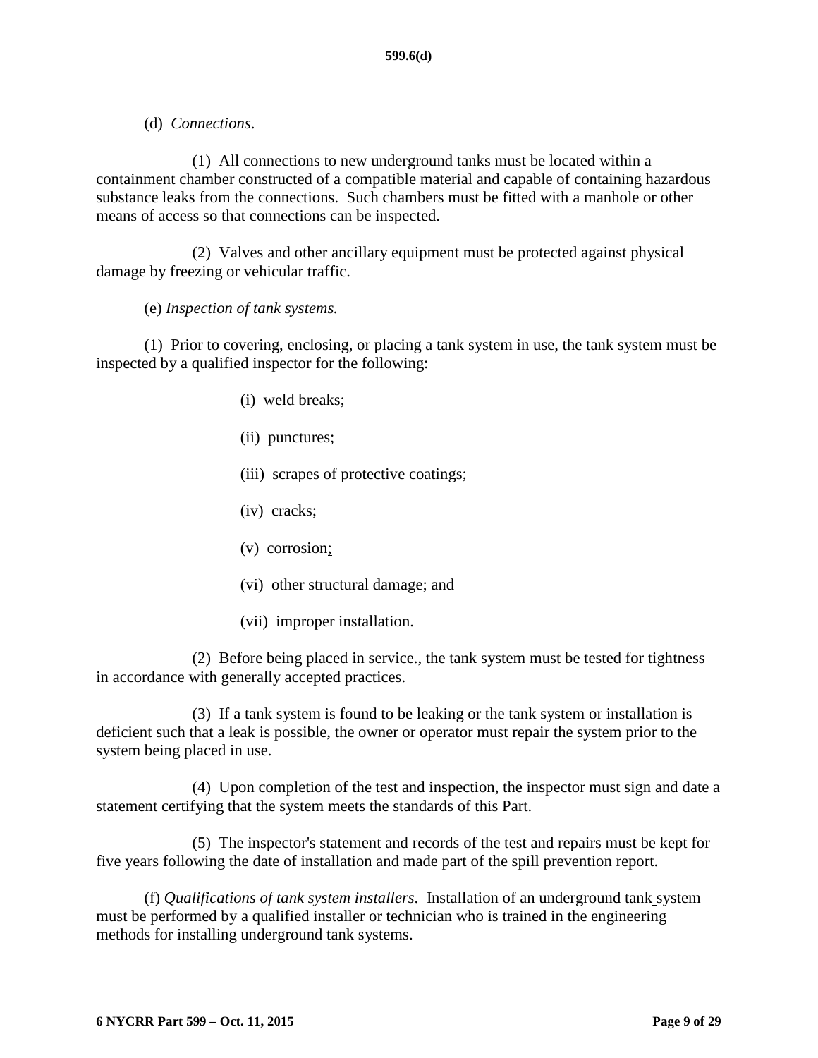(d) *Connections*.

(1) All connections to new underground tanks must be located within a containment chamber constructed of a compatible material and capable of containing hazardous substance leaks from the connections. Such chambers must be fitted with a manhole or other means of access so that connections can be inspected.

(2) Valves and other ancillary equipment must be protected against physical damage by freezing or vehicular traffic.

(e) *Inspection of tank systems.*

(1) Prior to covering, enclosing, or placing a tank system in use, the tank system must be inspected by a qualified inspector for the following:

(i) weld breaks;

(ii) punctures;

(iii) scrapes of protective coatings;

(iv) cracks;

(v) corrosion;

(vi) other structural damage; and

(vii) improper installation.

(2) Before being placed in service., the tank system must be tested for tightness in accordance with generally accepted practices.

(3) If a tank system is found to be leaking or the tank system or installation is deficient such that a leak is possible, the owner or operator must repair the system prior to the system being placed in use.

(4) Upon completion of the test and inspection, the inspector must sign and date a statement certifying that the system meets the standards of this Part.

(5) The inspector's statement and records of the test and repairs must be kept for five years following the date of installation and made part of the spill prevention report.

(f) *Qualifications of tank system installers*. Installation of an underground tank system must be performed by a qualified installer or technician who is trained in the engineering methods for installing underground tank systems.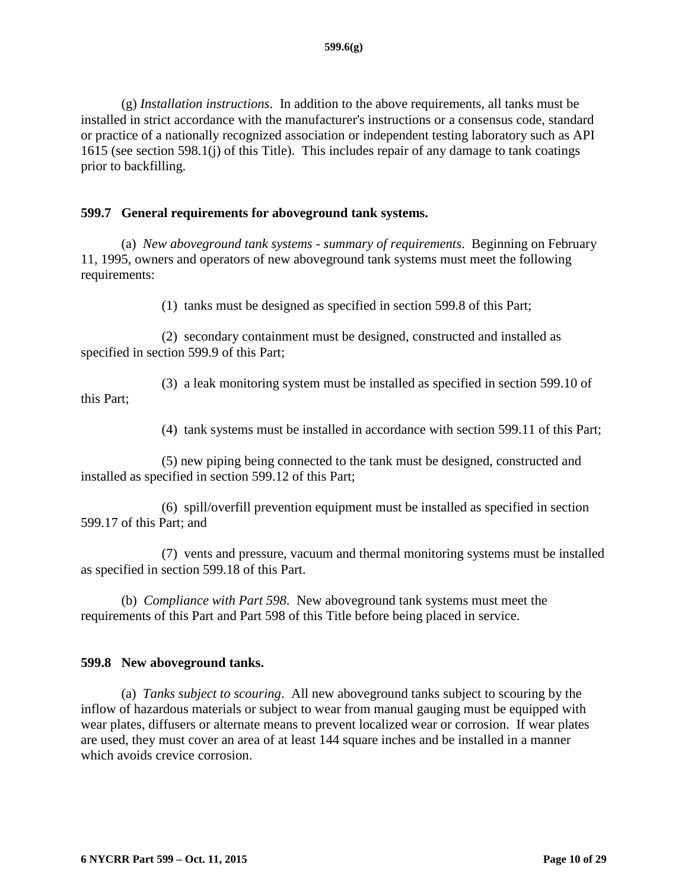(g) *Installation instructions*. In addition to the above requirements, all tanks must be installed in strict accordance with the manufacturer's instructions or a consensus code, standard or practice of a nationally recognized association or independent testing laboratory such as API 1615 (see section 598.1(j) of this Title). This includes repair of any damage to tank coatings prior to backfilling.

## 599.7 General requirements for aboveground tank systems.

(a) *New aboveground tank systems - summary of requirements*. Beginning on February 11, 1995, owners and operators of new aboveground tank systems must meet the following requirements:

(1) tanks must be designed as specified in section 599.8 of this Part;

(2) secondary containment must be designed, constructed and installed as specified in section 599.9 of this Part;

(3) a leak monitoring system must be installed as specified in section 599.10 of this Part;

(4) tank systems must be installed in accordance with section 599.11 of this Part;

(5) new piping being connected to the tank must be designed, constructed and installed as specified in section 599.12 of this Part;

(6) spill/overfill prevention equipment must be installed as specified in section 599.17 of this Part; and

(7) vents and pressure, vacuum and thermal monitoring systems must be installed as specified in section 599.18 of this Part.

(b) *Compliance with Part 598*. New aboveground tank systems must meet the requirements of this Part and Part 598 of this Title before being placed in service.

## 599.8 New aboveground tanks.

(a) *Tanks subject to scouring*. All new aboveground tanks subject to scouring by the inflow of hazardous materials or subject to wear from manual gauging must be equipped with wear plates, diffusers or alternate means to prevent localized wear or corrosion. If wear plates are used, they must cover an area of at least 144 square inches and be installed in a manner which avoids crevice corrosion.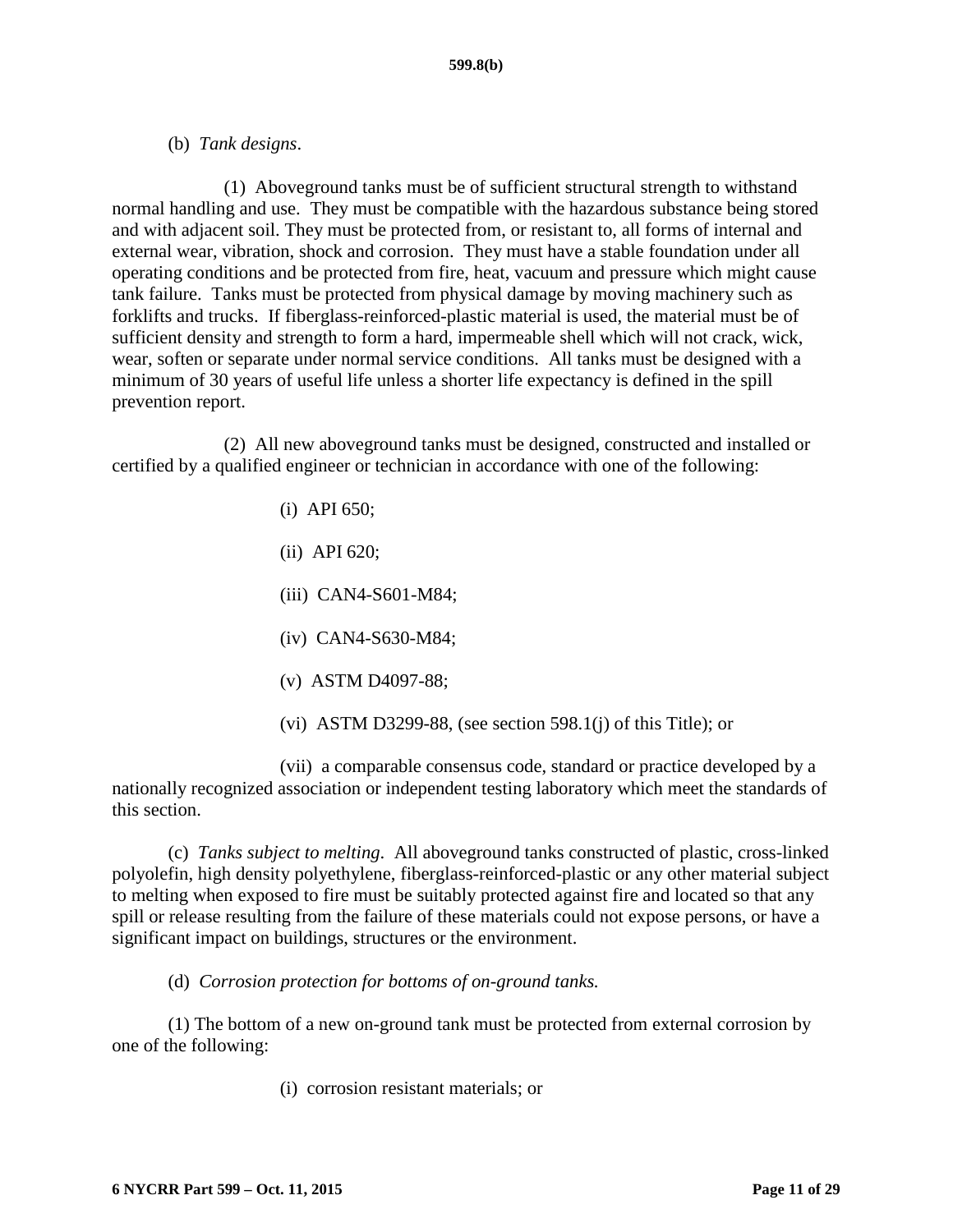(b) *Tank designs*.

(1) Aboveground tanks must be of sufficient structural strength to withstand normal handling and use. They must be compatible with the hazardous substance being stored and with adjacent soil. They must be protected from, or resistant to, all forms of internal and external wear, vibration, shock and corrosion. They must have a stable foundation under all operating conditions and be protected from fire, heat, vacuum and pressure which might cause tank failure. Tanks must be protected from physical damage by moving machinery such as forklifts and trucks. If fiberglass-reinforced-plastic material is used, the material must be of sufficient density and strength to form a hard, impermeable shell which will not crack, wick, wear, soften or separate under normal service conditions. All tanks must be designed with a minimum of 30 years of useful life unless a shorter life expectancy is defined in the spill prevention report.

(2) All new aboveground tanks must be designed, constructed and installed or certified by a qualified engineer or technician in accordance with one of the following:

(i) API 650;

(ii) API 620;

(iii) CAN4-S601-M84;

(iv) CAN4-S630-M84;

(v) ASTM D4097-88;

(vi) ASTM D3299-88, (see section 598.1(j) of this Title); or

(vii) a comparable consensus code, standard or practice developed by a nationally recognized association or independent testing laboratory which meet the standards of this section.

(c) *Tanks subject to melting*. All aboveground tanks constructed of plastic, cross-linked polyolefin, high density polyethylene, fiberglass-reinforced-plastic or any other material subject to melting when exposed to fire must be suitably protected against fire and located so that any spill or release resulting from the failure of these materials could not expose persons, or have a significant impact on buildings, structures or the environment.

(d) *Corrosion protection for bottoms of on-ground tanks.*

(1) The bottom of a new on-ground tank must be protected from external corrosion by one of the following:

(i) corrosion resistant materials; or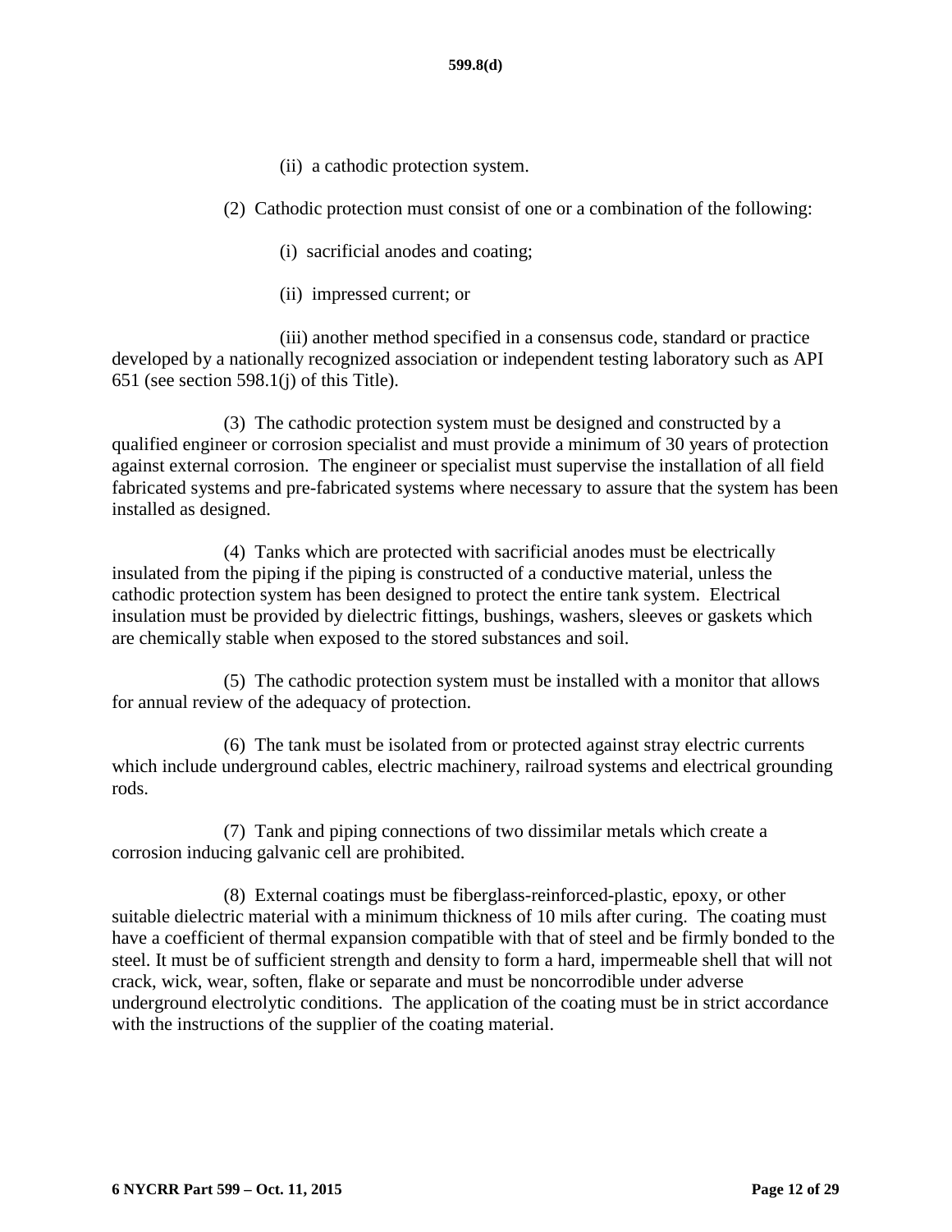(ii) a cathodic protection system.

(2) Cathodic protection must consist of one or a combination of the following:

(i) sacrificial anodes and coating;

(ii) impressed current; or

(iii) another method specified in a consensus code, standard or practice developed by a nationally recognized association or independent testing laboratory such as API 651 (see section 598.1(j) of this Title).

(3) The cathodic protection system must be designed and constructed by a qualified engineer or corrosion specialist and must provide a minimum of 30 years of protection against external corrosion. The engineer or specialist must supervise the installation of all field fabricated systems and pre-fabricated systems where necessary to assure that the system has been installed as designed.

(4) Tanks which are protected with sacrificial anodes must be electrically insulated from the piping if the piping is constructed of a conductive material, unless the cathodic protection system has been designed to protect the entire tank system. Electrical insulation must be provided by dielectric fittings, bushings, washers, sleeves or gaskets which are chemically stable when exposed to the stored substances and soil.

(5) The cathodic protection system must be installed with a monitor that allows for annual review of the adequacy of protection.

(6) The tank must be isolated from or protected against stray electric currents which include underground cables, electric machinery, railroad systems and electrical grounding rods.

(7) Tank and piping connections of two dissimilar metals which create a corrosion inducing galvanic cell are prohibited.

(8) External coatings must be fiberglass-reinforced-plastic, epoxy, or other suitable dielectric material with a minimum thickness of 10 mils after curing. The coating must have a coefficient of thermal expansion compatible with that of steel and be firmly bonded to the steel. It must be of sufficient strength and density to form a hard, impermeable shell that will not crack, wick, wear, soften, flake or separate and must be noncorrodible under adverse underground electrolytic conditions. The application of the coating must be in strict accordance with the instructions of the supplier of the coating material.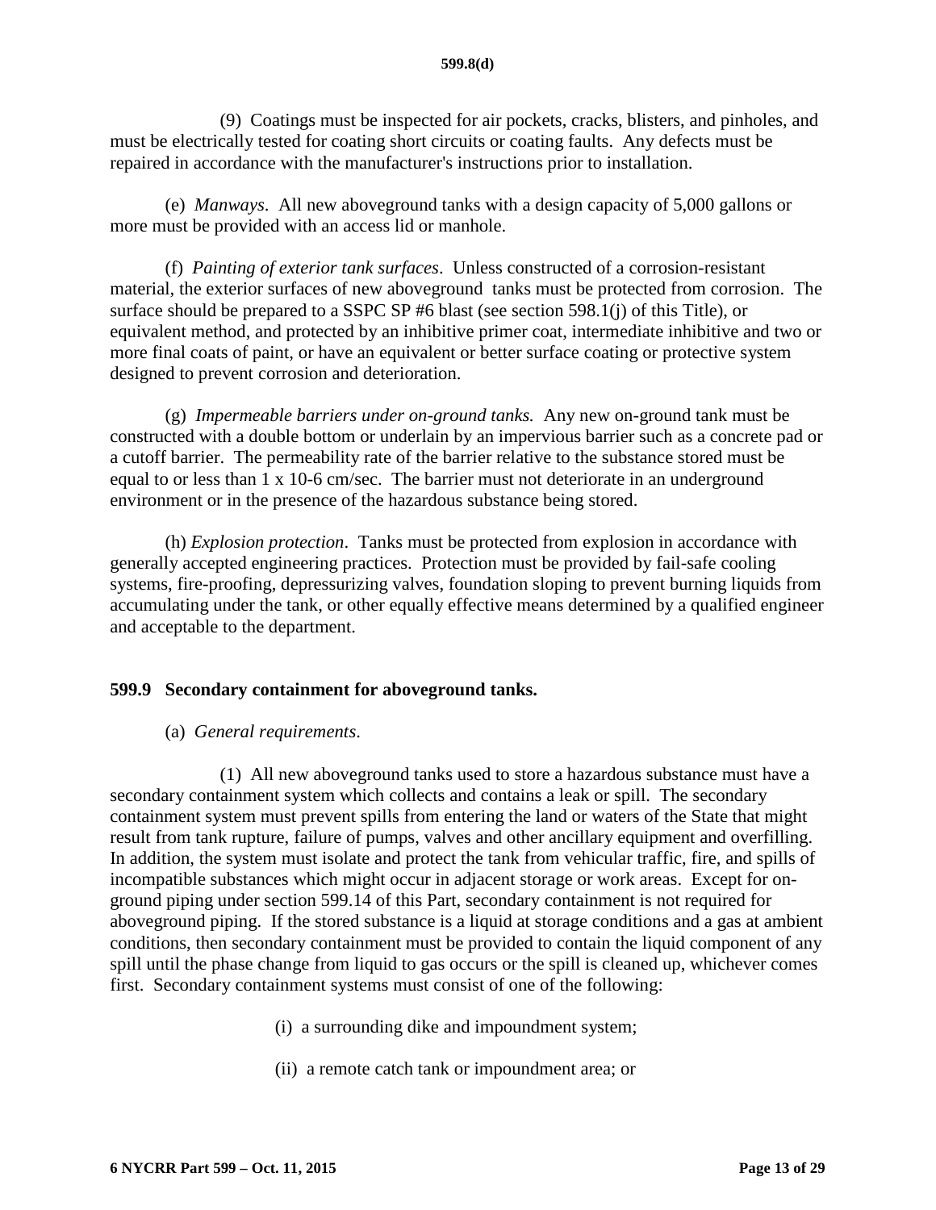(9) Coatings must be inspected for air pockets, cracks, blisters, and pinholes, and must be electrically tested for coating short circuits or coating faults. Any defects must be repaired in accordance with the manufacturer's instructions prior to installation.

(e) *Manways*. All new aboveground tanks with a design capacity of 5,000 gallons or more must be provided with an access lid or manhole.

(f) *Painting of exterior tank surfaces*. Unless constructed of a corrosion-resistant material, the exterior surfaces of new aboveground tanks must be protected from corrosion. The surface should be prepared to a SSPC SP #6 blast (see section 598.1(j) of this Title), or equivalent method, and protected by an inhibitive primer coat, intermediate inhibitive and two or more final coats of paint, or have an equivalent or better surface coating or protective system designed to prevent corrosion and deterioration.

(g) *Impermeable barriers under on-ground tanks.* Any new on-ground tank must be constructed with a double bottom or underlain by an impervious barrier such as a concrete pad or a cutoff barrier. The permeability rate of the barrier relative to the substance stored must be equal to or less than 1 x 10-6 cm/sec. The barrier must not deteriorate in an underground environment or in the presence of the hazardous substance being stored.

(h) *Explosion protection*. Tanks must be protected from explosion in accordance with generally accepted engineering practices. Protection must be provided by fail-safe cooling systems, fire-proofing, depressurizing valves, foundation sloping to prevent burning liquids from accumulating under the tank, or other equally effective means determined by a qualified engineer and acceptable to the department.

## 599.9 Secondary containment for aboveground tanks.

(a) *General requirements*.

(1) All new aboveground tanks used to store a hazardous substance must have a secondary containment system which collects and contains a leak or spill. The secondary containment system must prevent spills from entering the land or waters of the State that might result from tank rupture, failure of pumps, valves and other ancillary equipment and overfilling. In addition, the system must isolate and protect the tank from vehicular traffic, fire, and spills of incompatible substances which might occur in adjacent storage or work areas. Except for on-ground piping under section 599.14 of this Part, secondary containment is not required for aboveground piping. If the stored substance is a liquid at storage conditions and a gas at ambient conditions, then secondary containment must be provided to contain the liquid component of any spill until the phase change from liquid to gas occurs or the spill is cleaned up, whichever comes first. Secondary containment systems must consist of one of the following:

(i) a surrounding dike and impoundment system;

(ii) a remote catch tank or impoundment area; or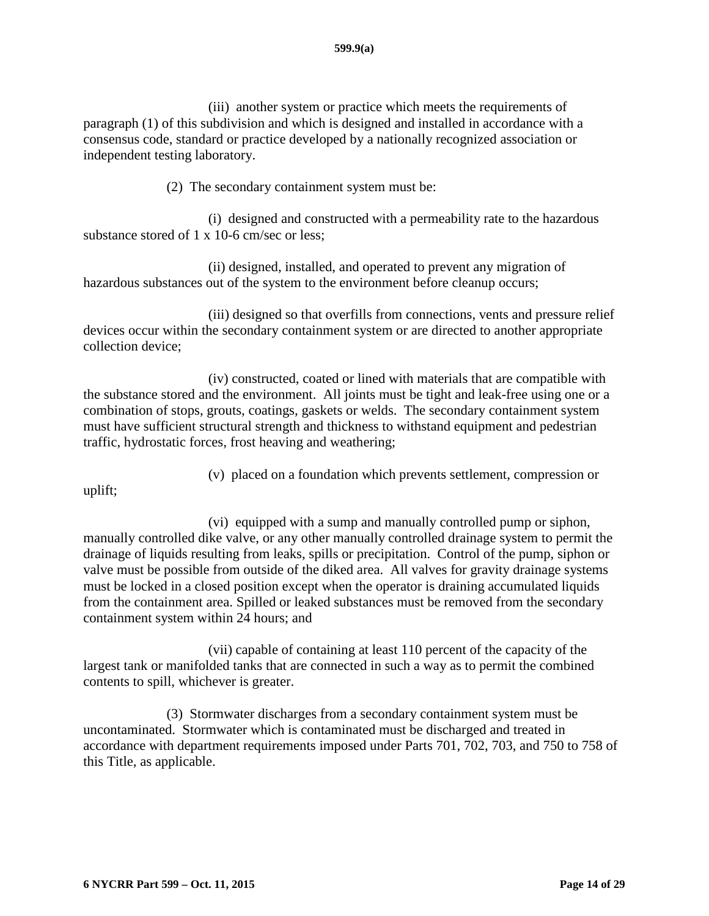(iii) another system or practice which meets the requirements of paragraph (1) of this subdivision and which is designed and installed in accordance with a consensus code, standard or practice developed by a nationally recognized association or independent testing laboratory.

(2) The secondary containment system must be:

(i) designed and constructed with a permeability rate to the hazardous substance stored of 1 x 10-6 cm/sec or less;

(ii) designed, installed, and operated to prevent any migration of hazardous substances out of the system to the environment before cleanup occurs;

(iii) designed so that overfills from connections, vents and pressure relief devices occur within the secondary containment system or are directed to another appropriate collection device;

(iv) constructed, coated or lined with materials that are compatible with the substance stored and the environment. All joints must be tight and leak-free using one or a combination of stops, grouts, coatings, gaskets or welds. The secondary containment system must have sufficient structural strength and thickness to withstand equipment and pedestrian traffic, hydrostatic forces, frost heaving and weathering;

(v) placed on a foundation which prevents settlement, compression or uplift;

(vi) equipped with a sump and manually controlled pump or siphon, manually controlled dike valve, or any other manually controlled drainage system to permit the drainage of liquids resulting from leaks, spills or precipitation. Control of the pump, siphon or valve must be possible from outside of the diked area. All valves for gravity drainage systems must be locked in a closed position except when the operator is draining accumulated liquids from the containment area. Spilled or leaked substances must be removed from the secondary containment system within 24 hours; and

(vii) capable of containing at least 110 percent of the capacity of the largest tank or manifolded tanks that are connected in such a way as to permit the combined contents to spill, whichever is greater.

(3) Stormwater discharges from a secondary containment system must be uncontaminated. Stormwater which is contaminated must be discharged and treated in accordance with department requirements imposed under Parts 701, 702, 703, and 750 to 758 of this Title, as applicable.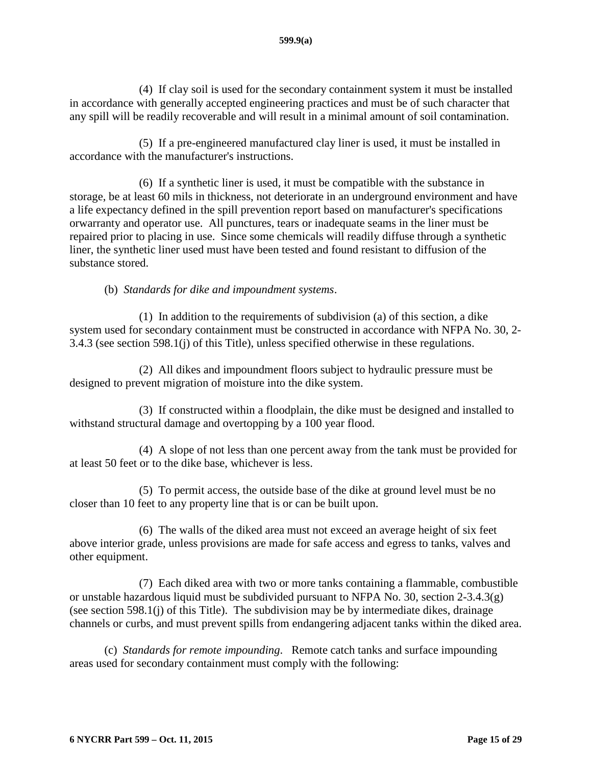(4) If clay soil is used for the secondary containment system it must be installed in accordance with generally accepted engineering practices and must be of such character that any spill will be readily recoverable and will result in a minimal amount of soil contamination.

(5) If a pre-engineered manufactured clay liner is used, it must be installed in accordance with the manufacturer's instructions.

(6) If a synthetic liner is used, it must be compatible with the substance in storage, be at least 60 mils in thickness, not deteriorate in an underground environment and have a life expectancy defined in the spill prevention report based on manufacturer's specifications orwarranty and operator use. All punctures, tears or inadequate seams in the liner must be repaired prior to placing in use. Since some chemicals will readily diffuse through a synthetic liner, the synthetic liner used must have been tested and found resistant to diffusion of the substance stored.

(b) *Standards for dike and impoundment systems*.

(1) In addition to the requirements of subdivision (a) of this section, a dike system used for secondary containment must be constructed in accordance with NFPA No. 30, 2-3.4.3 (see section 598.1(j) of this Title), unless specified otherwise in these regulations.

(2) All dikes and impoundment floors subject to hydraulic pressure must be designed to prevent migration of moisture into the dike system.

(3) If constructed within a floodplain, the dike must be designed and installed to withstand structural damage and overtopping by a 100 year flood.

(4) A slope of not less than one percent away from the tank must be provided for at least 50 feet or to the dike base, whichever is less.

(5) To permit access, the outside base of the dike at ground level must be no closer than 10 feet to any property line that is or can be built upon.

(6) The walls of the diked area must not exceed an average height of six feet above interior grade, unless provisions are made for safe access and egress to tanks, valves and other equipment.

(7) Each diked area with two or more tanks containing a flammable, combustible or unstable hazardous liquid must be subdivided pursuant to NFPA No. 30, section 2-3.4.3(g) (see section 598.1(j) of this Title). The subdivision may be by intermediate dikes, drainage channels or curbs, and must prevent spills from endangering adjacent tanks within the diked area.

(c) *Standards for remote impounding*. Remote catch tanks and surface impounding areas used for secondary containment must comply with the following: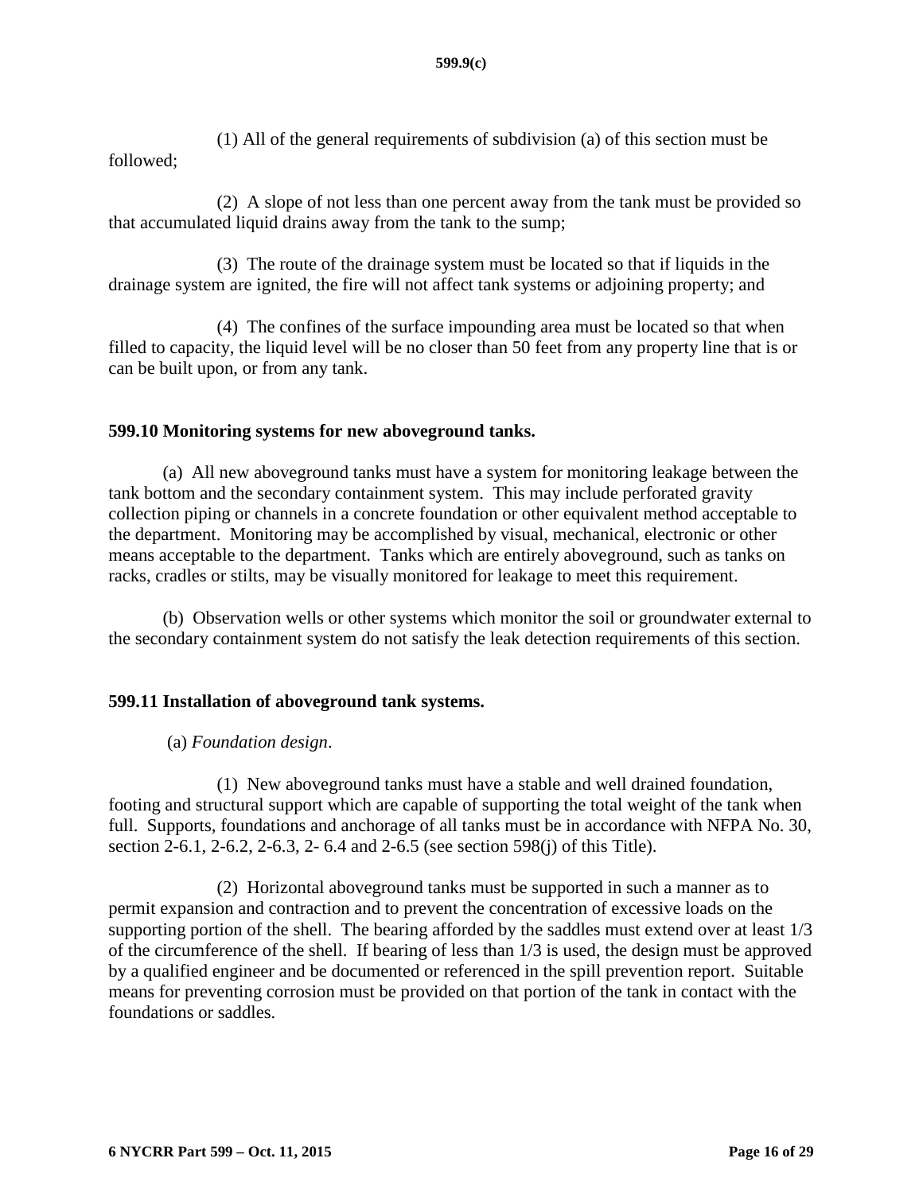(1) All of the general requirements of subdivision (a) of this section must be followed;

(2) A slope of not less than one percent away from the tank must be provided so that accumulated liquid drains away from the tank to the sump;

(3) The route of the drainage system must be located so that if liquids in the drainage system are ignited, the fire will not affect tank systems or adjoining property; and

(4) The confines of the surface impounding area must be located so that when filled to capacity, the liquid level will be no closer than 50 feet from any property line that is or can be built upon, or from any tank.

**599.10 Monitoring systems for new aboveground tanks.**

(a) All new aboveground tanks must have a system for monitoring leakage between the tank bottom and the secondary containment system. This may include perforated gravity collection piping or channels in a concrete foundation or other equivalent method acceptable to the department. Monitoring may be accomplished by visual, mechanical, electronic or other means acceptable to the department. Tanks which are entirely aboveground, such as tanks on racks, cradles or stilts, may be visually monitored for leakage to meet this requirement.

(b) Observation wells or other systems which monitor the soil or groundwater external to the secondary containment system do not satisfy the leak detection requirements of this section.

**599.11 Installation of aboveground tank systems.**

(a) *Foundation design*.

(1) New aboveground tanks must have a stable and well drained foundation, footing and structural support which are capable of supporting the total weight of the tank when full. Supports, foundations and anchorage of all tanks must be in accordance with NFPA No. 30, section 2-6.1, 2-6.2, 2-6.3, 2- 6.4 and 2-6.5 (see section 598(j) of this Title).

(2) Horizontal aboveground tanks must be supported in such a manner as to permit expansion and contraction and to prevent the concentration of excessive loads on the supporting portion of the shell. The bearing afforded by the saddles must extend over at least 1/3 of the circumference of the shell. If bearing of less than 1/3 is used, the design must be approved by a qualified engineer and be documented or referenced in the spill prevention report. Suitable means for preventing corrosion must be provided on that portion of the tank in contact with the foundations or saddles.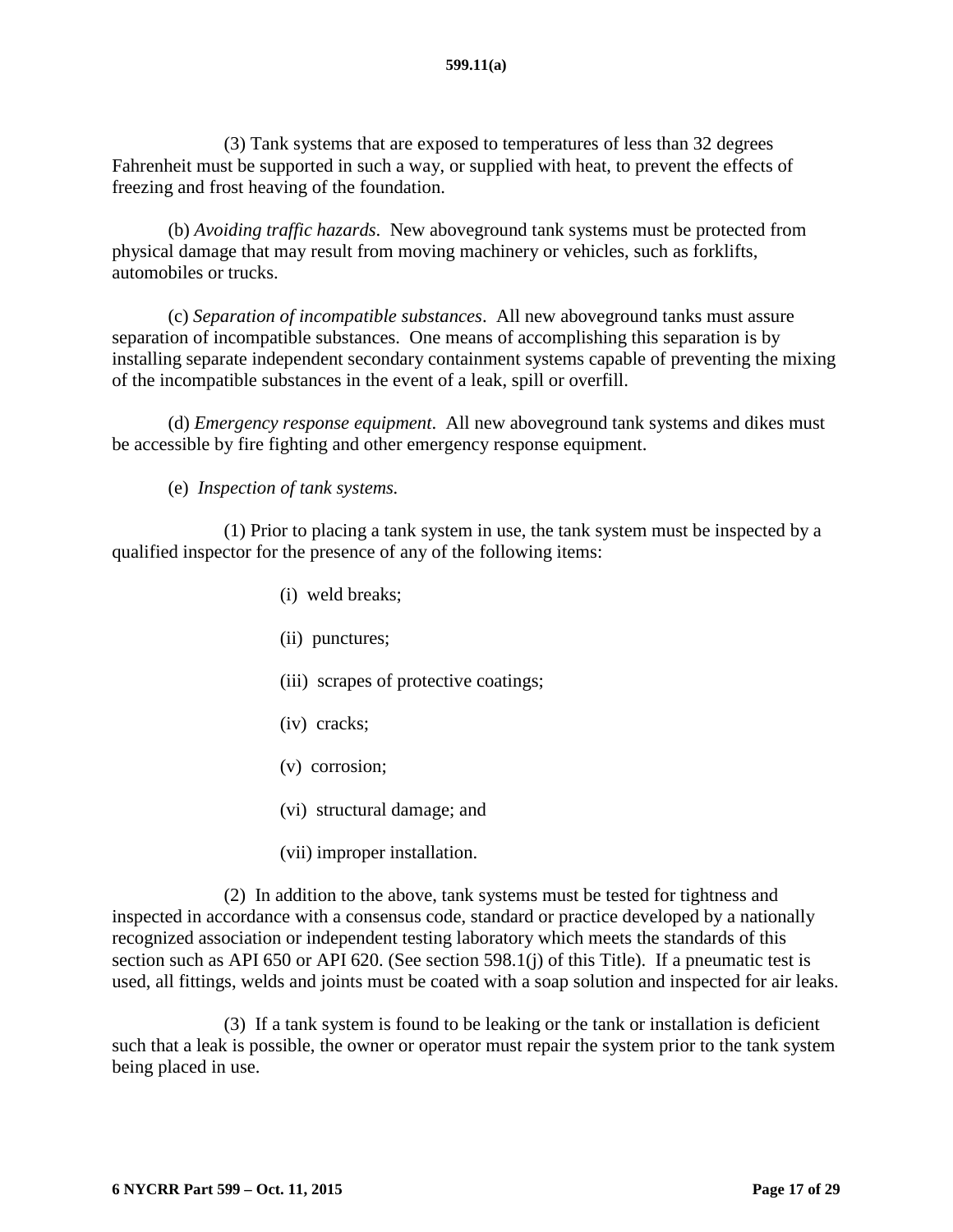(3) Tank systems that are exposed to temperatures of less than 32 degrees Fahrenheit must be supported in such a way, or supplied with heat, to prevent the effects of freezing and frost heaving of the foundation.

(b) *Avoiding traffic hazards*. New aboveground tank systems must be protected from physical damage that may result from moving machinery or vehicles, such as forklifts, automobiles or trucks.

(c) *Separation of incompatible substances*. All new aboveground tanks must assure separation of incompatible substances. One means of accomplishing this separation is by installing separate independent secondary containment systems capable of preventing the mixing of the incompatible substances in the event of a leak, spill or overfill.

(d) *Emergency response equipment*. All new aboveground tank systems and dikes must be accessible by fire fighting and other emergency response equipment.

(e) *Inspection of tank systems.*

(1) Prior to placing a tank system in use, the tank system must be inspected by a qualified inspector for the presence of any of the following items:

(i) weld breaks;

(ii) punctures;

(iii) scrapes of protective coatings;

(iv) cracks;

(v) corrosion;

(vi) structural damage; and

(vii) improper installation.

(2) In addition to the above, tank systems must be tested for tightness and inspected in accordance with a consensus code, standard or practice developed by a nationally recognized association or independent testing laboratory which meets the standards of this section such as API 650 or API 620. (See section 598.1(j) of this Title). If a pneumatic test is used, all fittings, welds and joints must be coated with a soap solution and inspected for air leaks.

(3) If a tank system is found to be leaking or the tank or installation is deficient such that a leak is possible, the owner or operator must repair the system prior to the tank system being placed in use.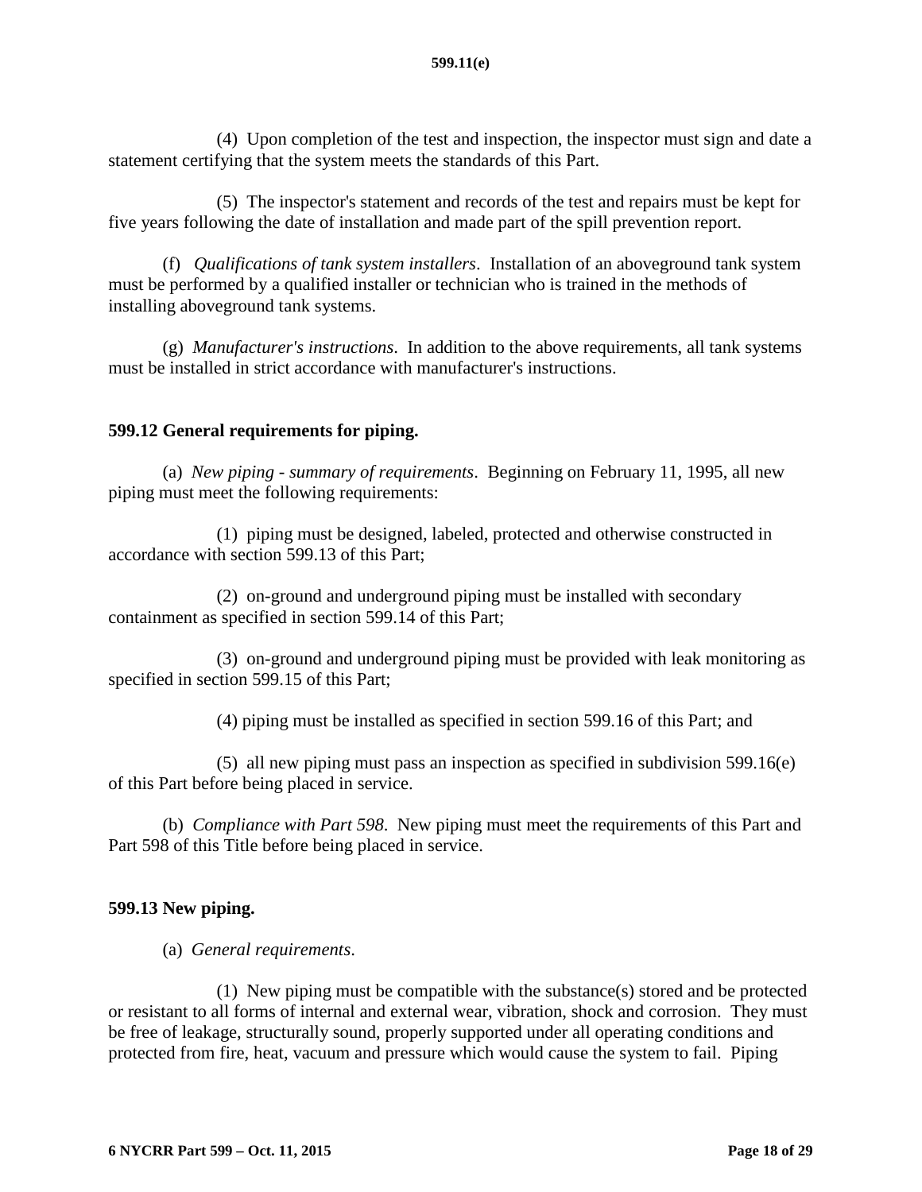(4) Upon completion of the test and inspection, the inspector must sign and date a statement certifying that the system meets the standards of this Part.

(5) The inspector's statement and records of the test and repairs must be kept for five years following the date of installation and made part of the spill prevention report.

(f) *Qualifications of tank system installers*. Installation of an aboveground tank system must be performed by a qualified installer or technician who is trained in the methods of installing aboveground tank systems.

(g) *Manufacturer's instructions*. In addition to the above requirements, all tank systems must be installed in strict accordance with manufacturer's instructions.

## 599.12 General requirements for piping.

(a) *New piping - summary of requirements*. Beginning on February 11, 1995, all new piping must meet the following requirements:

(1) piping must be designed, labeled, protected and otherwise constructed in accordance with section 599.13 of this Part;

(2) on-ground and underground piping must be installed with secondary containment as specified in section 599.14 of this Part;

(3) on-ground and underground piping must be provided with leak monitoring as specified in section 599.15 of this Part;

(4) piping must be installed as specified in section 599.16 of this Part; and

(5) all new piping must pass an inspection as specified in subdivision 599.16(e) of this Part before being placed in service.

(b) *Compliance with Part 598*. New piping must meet the requirements of this Part and Part 598 of this Title before being placed in service.

## 599.13 New piping.

(a) *General requirements*.

(1) New piping must be compatible with the substance(s) stored and be protected or resistant to all forms of internal and external wear, vibration, shock and corrosion. They must be free of leakage, structurally sound, properly supported under all operating conditions and protected from fire, heat, vacuum and pressure which would cause the system to fail. Piping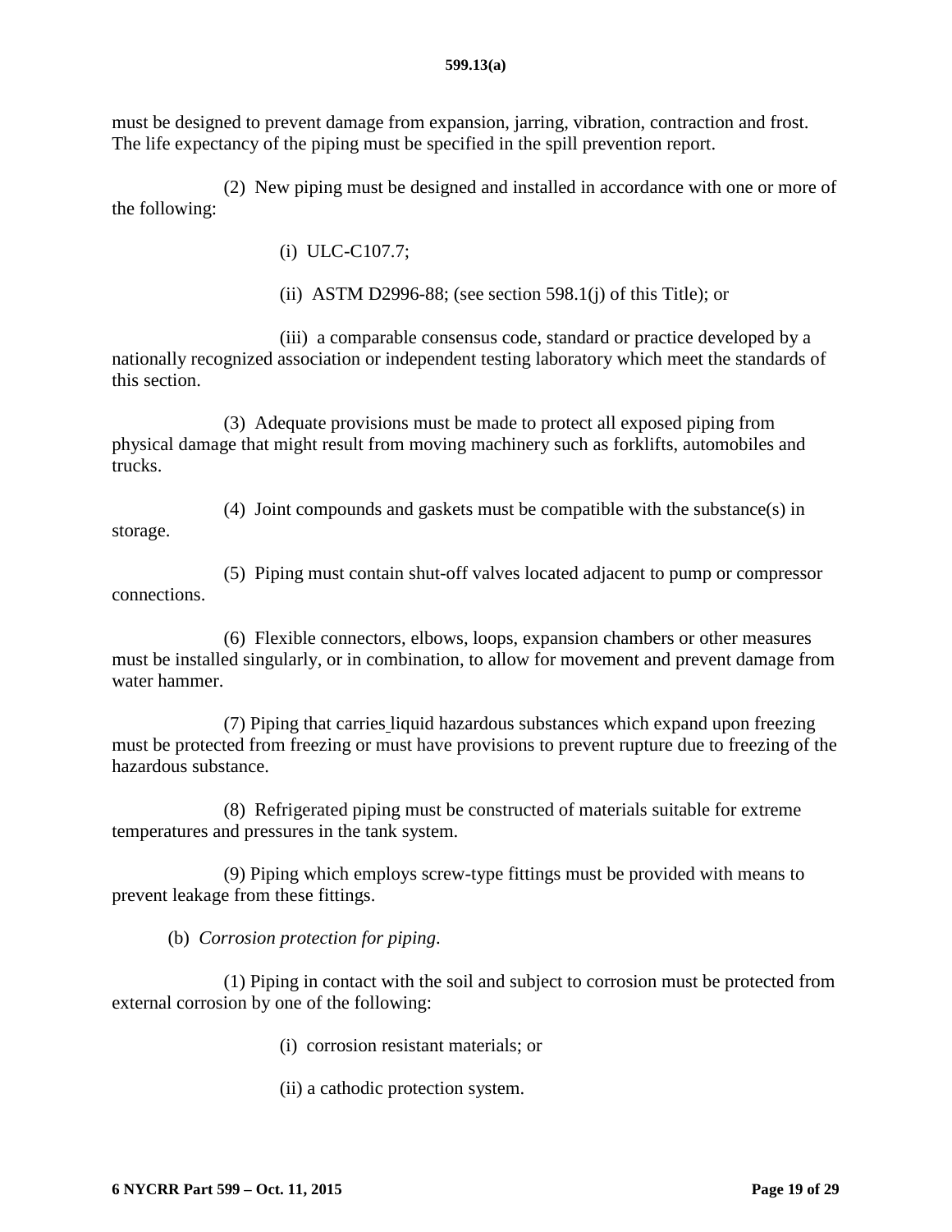must be designed to prevent damage from expansion, jarring, vibration, contraction and frost. The life expectancy of the piping must be specified in the spill prevention report.

(2) New piping must be designed and installed in accordance with one or more of the following:

(i) ULC-C107.7;

(ii) ASTM D2996-88; (see section 598.1(j) of this Title); or

(iii) a comparable consensus code, standard or practice developed by a nationally recognized association or independent testing laboratory which meet the standards of this section.

(3) Adequate provisions must be made to protect all exposed piping from physical damage that might result from moving machinery such as forklifts, automobiles and trucks.

(4) Joint compounds and gaskets must be compatible with the substance(s) in storage.

(5) Piping must contain shut-off valves located adjacent to pump or compressor connections.

(6) Flexible connectors, elbows, loops, expansion chambers or other measures must be installed singularly, or in combination, to allow for movement and prevent damage from water hammer.

(7) Piping that carries liquid hazardous substances which expand upon freezing must be protected from freezing or must have provisions to prevent rupture due to freezing of the hazardous substance.

(8) Refrigerated piping must be constructed of materials suitable for extreme temperatures and pressures in the tank system.

(9) Piping which employs screw-type fittings must be provided with means to prevent leakage from these fittings.

(b) *Corrosion protection for piping.*

(1) Piping in contact with the soil and subject to corrosion must be protected from external corrosion by one of the following:

(i) corrosion resistant materials; or

(ii) a cathodic protection system.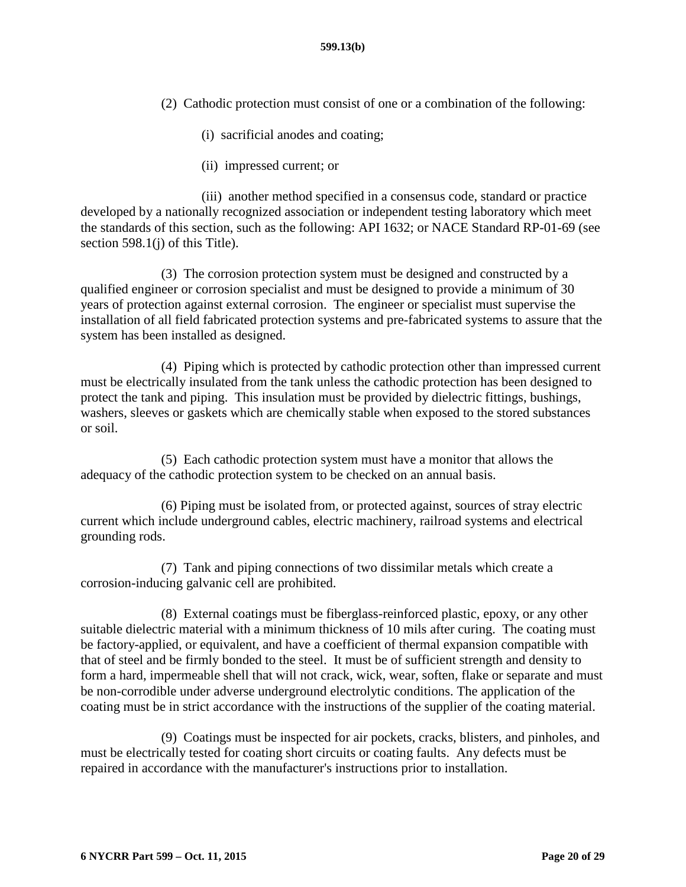(2) Cathodic protection must consist of one or a combination of the following:

(i) sacrificial anodes and coating;

(ii) impressed current; or

(iii) another method specified in a consensus code, standard or practice developed by a nationally recognized association or independent testing laboratory which meet the standards of this section, such as the following: API 1632; or NACE Standard RP-01-69 (see section 598.1(j) of this Title).

(3) The corrosion protection system must be designed and constructed by a qualified engineer or corrosion specialist and must be designed to provide a minimum of 30 years of protection against external corrosion. The engineer or specialist must supervise the installation of all field fabricated protection systems and pre-fabricated systems to assure that the system has been installed as designed.

(4) Piping which is protected by cathodic protection other than impressed current must be electrically insulated from the tank unless the cathodic protection has been designed to protect the tank and piping. This insulation must be provided by dielectric fittings, bushings, washers, sleeves or gaskets which are chemically stable when exposed to the stored substances or soil.

(5) Each cathodic protection system must have a monitor that allows the adequacy of the cathodic protection system to be checked on an annual basis.

(6) Piping must be isolated from, or protected against, sources of stray electric current which include underground cables, electric machinery, railroad systems and electrical grounding rods.

(7) Tank and piping connections of two dissimilar metals which create a corrosion-inducing galvanic cell are prohibited.

(8) External coatings must be fiberglass-reinforced plastic, epoxy, or any other suitable dielectric material with a minimum thickness of 10 mils after curing. The coating must be factory-applied, or equivalent, and have a coefficient of thermal expansion compatible with that of steel and be firmly bonded to the steel. It must be of sufficient strength and density to form a hard, impermeable shell that will not crack, wick, wear, soften, flake or separate and must be non-corrodible under adverse underground electrolytic conditions. The application of the coating must be in strict accordance with the instructions of the supplier of the coating material.

(9) Coatings must be inspected for air pockets, cracks, blisters, and pinholes, and must be electrically tested for coating short circuits or coating faults. Any defects must be repaired in accordance with the manufacturer's instructions prior to installation.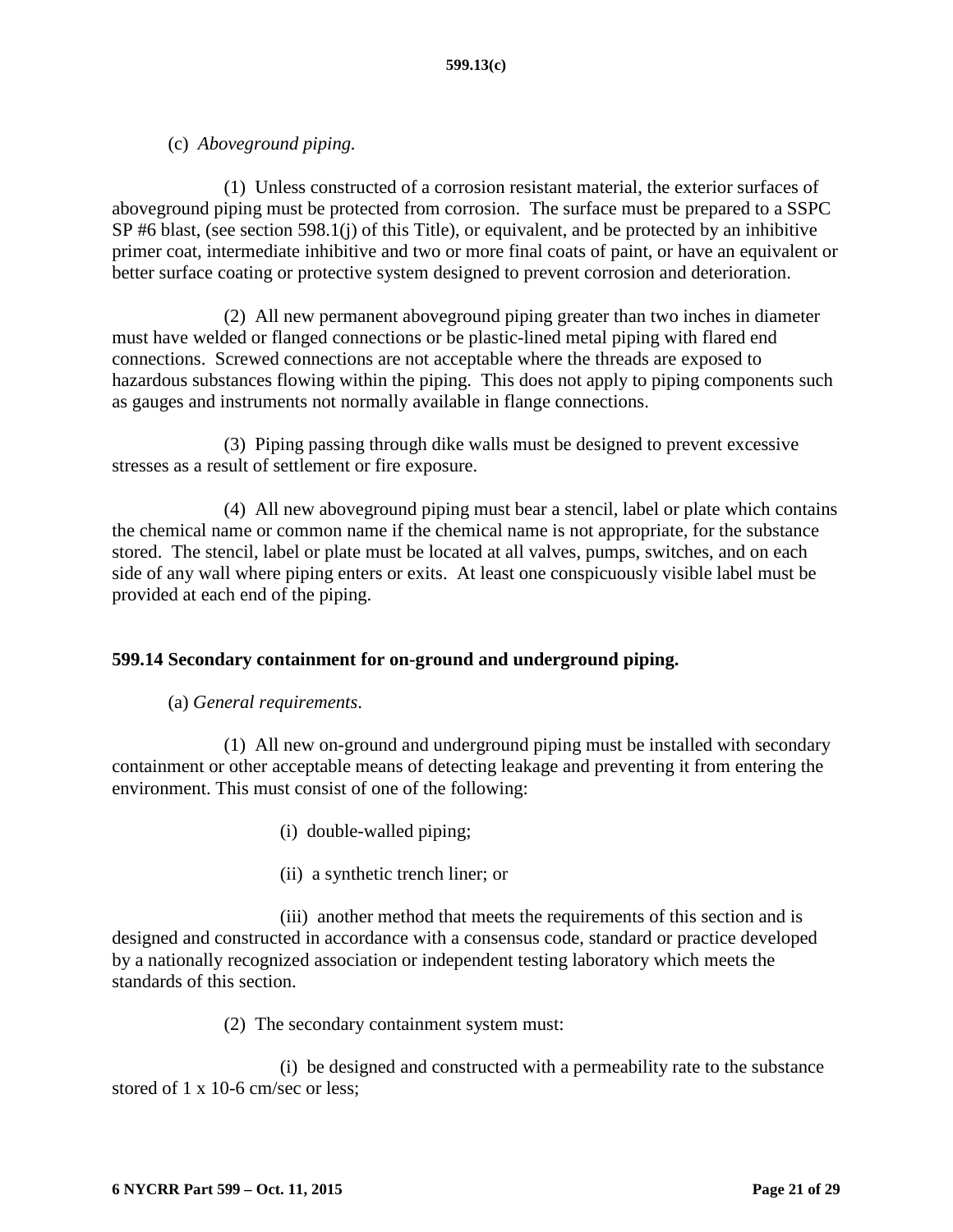(c) *Aboveground piping.*

(1) Unless constructed of a corrosion resistant material, the exterior surfaces of aboveground piping must be protected from corrosion. The surface must be prepared to a SSPC SP #6 blast, (see section 598.1(j) of this Title), or equivalent, and be protected by an inhibitive primer coat, intermediate inhibitive and two or more final coats of paint, or have an equivalent or better surface coating or protective system designed to prevent corrosion and deterioration.

(2) All new permanent aboveground piping greater than two inches in diameter must have welded or flanged connections or be plastic-lined metal piping with flared end connections. Screwed connections are not acceptable where the threads are exposed to hazardous substances flowing within the piping. This does not apply to piping components such as gauges and instruments not normally available in flange connections.

(3) Piping passing through dike walls must be designed to prevent excessive stresses as a result of settlement or fire exposure.

(4) All new aboveground piping must bear a stencil, label or plate which contains the chemical name or common name if the chemical name is not appropriate, for the substance stored. The stencil, label or plate must be located at all valves, pumps, switches, and on each side of any wall where piping enters or exits. At least one conspicuously visible label must be provided at each end of the piping.

**599.14 Secondary containment for on-ground and underground piping.**

(a) *General requirements.*

(1) All new on-ground and underground piping must be installed with secondary containment or other acceptable means of detecting leakage and preventing it from entering the environment. This must consist of one of the following:

(i) double-walled piping;

(ii) a synthetic trench liner; or

(iii) another method that meets the requirements of this section and is designed and constructed in accordance with a consensus code, standard or practice developed by a nationally recognized association or independent testing laboratory which meets the standards of this section.

(2) The secondary containment system must:

(i) be designed and constructed with a permeability rate to the substance stored of 1 x 10-6 cm/sec or less;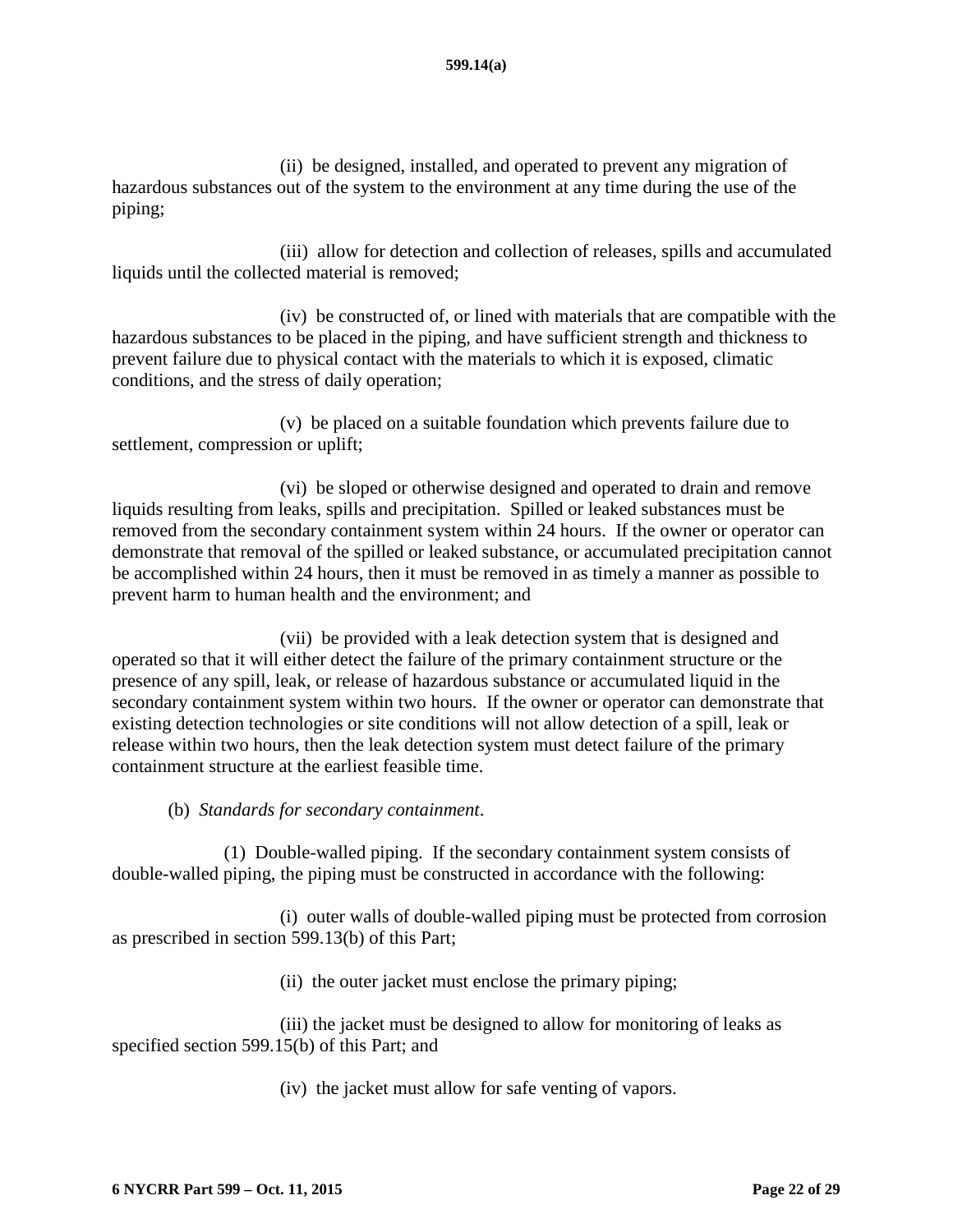(ii) be designed, installed, and operated to prevent any migration of hazardous substances out of the system to the environment at any time during the use of the piping;

(iii) allow for detection and collection of releases, spills and accumulated liquids until the collected material is removed;

(iv) be constructed of, or lined with materials that are compatible with the hazardous substances to be placed in the piping, and have sufficient strength and thickness to prevent failure due to physical contact with the materials to which it is exposed, climatic conditions, and the stress of daily operation;

(v) be placed on a suitable foundation which prevents failure due to settlement, compression or uplift;

(vi) be sloped or otherwise designed and operated to drain and remove liquids resulting from leaks, spills and precipitation. Spilled or leaked substances must be removed from the secondary containment system within 24 hours. If the owner or operator can demonstrate that removal of the spilled or leaked substance, or accumulated precipitation cannot be accomplished within 24 hours, then it must be removed in as timely a manner as possible to prevent harm to human health and the environment; and

(vii) be provided with a leak detection system that is designed and operated so that it will either detect the failure of the primary containment structure or the presence of any spill, leak, or release of hazardous substance or accumulated liquid in the secondary containment system within two hours. If the owner or operator can demonstrate that existing detection technologies or site conditions will not allow detection of a spill, leak or release within two hours, then the leak detection system must detect failure of the primary containment structure at the earliest feasible time.

(b) *Standards for secondary containment*.

(1) Double-walled piping. If the secondary containment system consists of double-walled piping, the piping must be constructed in accordance with the following:

(i) outer walls of double-walled piping must be protected from corrosion as prescribed in section 599.13(b) of this Part;

(ii) the outer jacket must enclose the primary piping;

(iii) the jacket must be designed to allow for monitoring of leaks as specified section 599.15(b) of this Part; and

(iv) the jacket must allow for safe venting of vapors.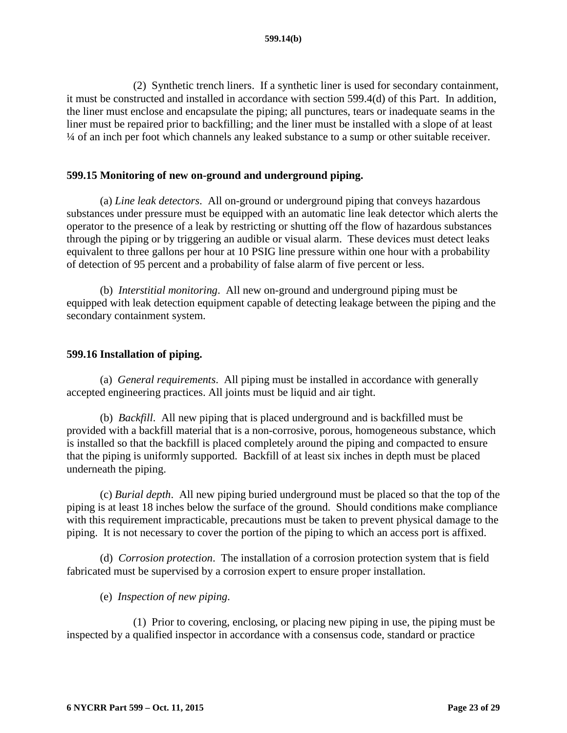(2) Synthetic trench liners. If a synthetic liner is used for secondary containment, it must be constructed and installed in accordance with section 599.4(d) of this Part. In addition, the liner must enclose and encapsulate the piping; all punctures, tears or inadequate seams in the liner must be repaired prior to backfilling; and the liner must be installed with a slope of at least ¼ of an inch per foot which channels any leaked substance to a sump or other suitable receiver.

## 599.15 Monitoring of new on-ground and underground piping.

(a) *Line leak detectors*. All on-ground or underground piping that conveys hazardous substances under pressure must be equipped with an automatic line leak detector which alerts the operator to the presence of a leak by restricting or shutting off the flow of hazardous substances through the piping or by triggering an audible or visual alarm. These devices must detect leaks equivalent to three gallons per hour at 10 PSIG line pressure within one hour with a probability of detection of 95 percent and a probability of false alarm of five percent or less.

(b) *Interstitial monitoring*. All new on-ground and underground piping must be equipped with leak detection equipment capable of detecting leakage between the piping and the secondary containment system.

## 599.16 Installation of piping.

(a) *General requirements*. All piping must be installed in accordance with generally accepted engineering practices. All joints must be liquid and air tight.

(b) *Backfill*. All new piping that is placed underground and is backfilled must be provided with a backfill material that is a non-corrosive, porous, homogeneous substance, which is installed so that the backfill is placed completely around the piping and compacted to ensure that the piping is uniformly supported. Backfill of at least six inches in depth must be placed underneath the piping.

(c) *Burial depth*. All new piping buried underground must be placed so that the top of the piping is at least 18 inches below the surface of the ground. Should conditions make compliance with this requirement impracticable, precautions must be taken to prevent physical damage to the piping. It is not necessary to cover the portion of the piping to which an access port is affixed.

(d) *Corrosion protection*. The installation of a corrosion protection system that is field fabricated must be supervised by a corrosion expert to ensure proper installation.

(e) *Inspection of new piping*.

(1) Prior to covering, enclosing, or placing new piping in use, the piping must be inspected by a qualified inspector in accordance with a consensus code, standard or practice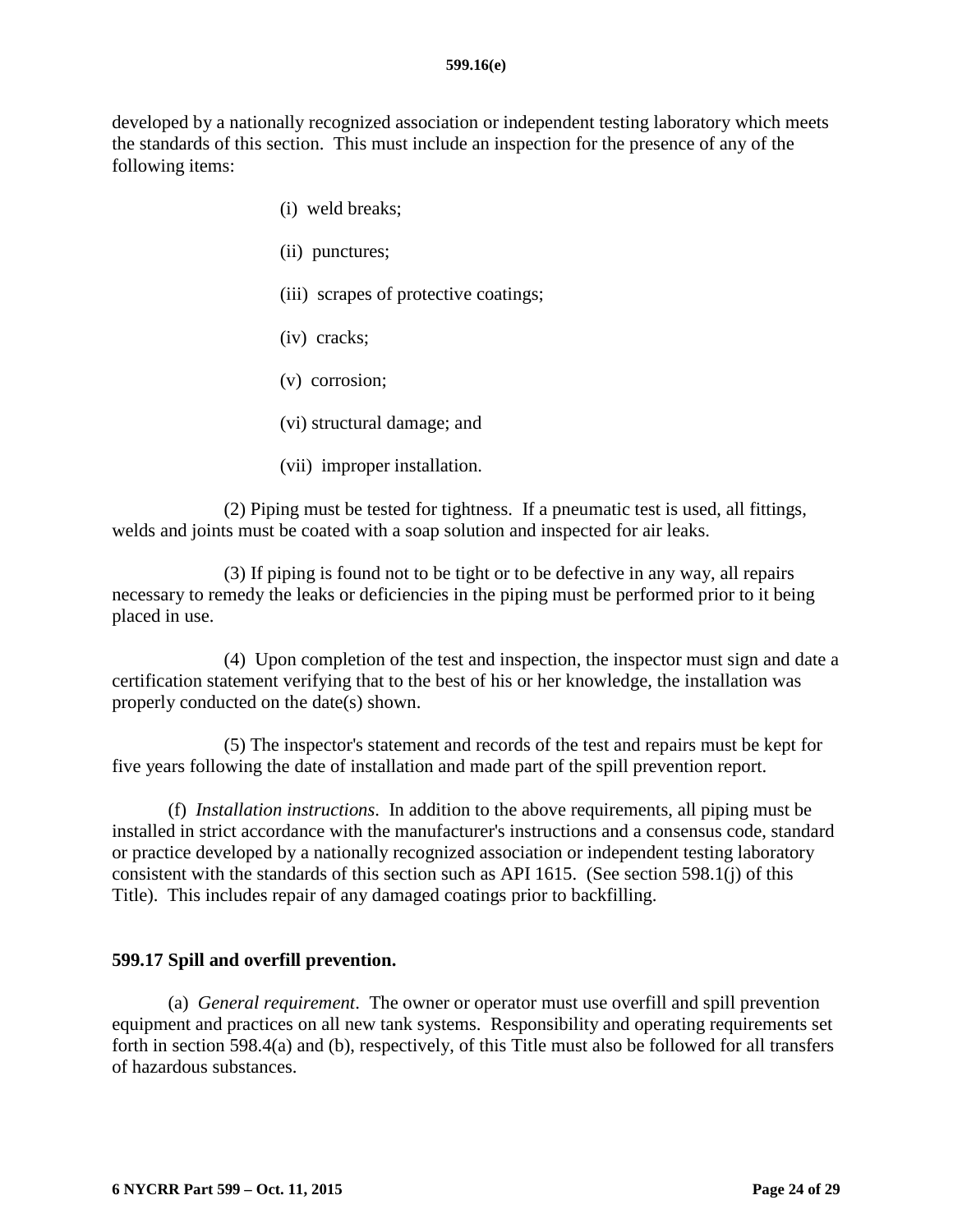developed by a nationally recognized association or independent testing laboratory which meets the standards of this section. This must include an inspection for the presence of any of the following items:

(i) weld breaks;

(ii) punctures;

(iii) scrapes of protective coatings;

(iv) cracks;

(v) corrosion;

(vi) structural damage; and

(vii) improper installation.

(2) Piping must be tested for tightness. If a pneumatic test is used, all fittings, welds and joints must be coated with a soap solution and inspected for air leaks.

(3) If piping is found not to be tight or to be defective in any way, all repairs necessary to remedy the leaks or deficiencies in the piping must be performed prior to it being placed in use.

(4) Upon completion of the test and inspection, the inspector must sign and date a certification statement verifying that to the best of his or her knowledge, the installation was properly conducted on the date(s) shown.

(5) The inspector's statement and records of the test and repairs must be kept for five years following the date of installation and made part of the spill prevention report.

(f) *Installation instructions*. In addition to the above requirements, all piping must be installed in strict accordance with the manufacturer's instructions and a consensus code, standard or practice developed by a nationally recognized association or independent testing laboratory consistent with the standards of this section such as API 1615. (See section 598.1(j) of this Title). This includes repair of any damaged coatings prior to backfilling.

## 599.17 Spill and overfill prevention.

(a) *General requirement*. The owner or operator must use overfill and spill prevention equipment and practices on all new tank systems. Responsibility and operating requirements set forth in section 598.4(a) and (b), respectively, of this Title must also be followed for all transfers of hazardous substances.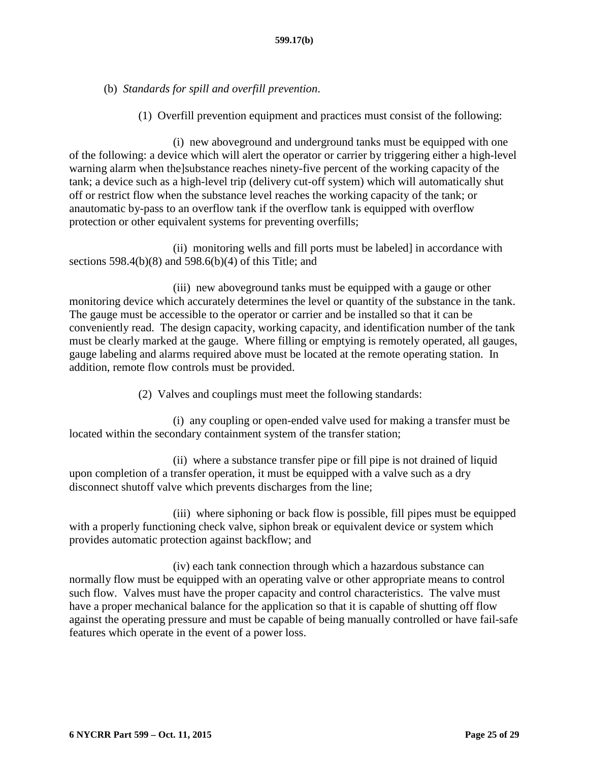(b) *Standards for spill and overfill prevention*.

(1) Overfill prevention equipment and practices must consist of the following:

(i) new aboveground and underground tanks must be equipped with one of the following: a device which will alert the operator or carrier by triggering either a high-level warning alarm when the]substance reaches ninety-five percent of the working capacity of the tank; a device such as a high-level trip (delivery cut-off system) which will automatically shut off or restrict flow when the substance level reaches the working capacity of the tank; or anautomatic by-pass to an overflow tank if the overflow tank is equipped with overflow protection or other equivalent systems for preventing overfills;

(ii) monitoring wells and fill ports must be labeled] in accordance with sections 598.4(b)(8) and 598.6(b)(4) of this Title; and

(iii) new aboveground tanks must be equipped with a gauge or other monitoring device which accurately determines the level or quantity of the substance in the tank. The gauge must be accessible to the operator or carrier and be installed so that it can be conveniently read. The design capacity, working capacity, and identification number of the tank must be clearly marked at the gauge. Where filling or emptying is remotely operated, all gauges, gauge labeling and alarms required above must be located at the remote operating station. In addition, remote flow controls must be provided.

(2) Valves and couplings must meet the following standards:

(i) any coupling or open-ended valve used for making a transfer must be located within the secondary containment system of the transfer station;

(ii) where a substance transfer pipe or fill pipe is not drained of liquid upon completion of a transfer operation, it must be equipped with a valve such as a dry disconnect shutoff valve which prevents discharges from the line;

(iii) where siphoning or back flow is possible, fill pipes must be equipped with a properly functioning check valve, siphon break or equivalent device or system which provides automatic protection against backflow; and

(iv) each tank connection through which a hazardous substance can normally flow must be equipped with an operating valve or other appropriate means to control such flow. Valves must have the proper capacity and control characteristics. The valve must have a proper mechanical balance for the application so that it is capable of shutting off flow against the operating pressure and must be capable of being manually controlled or have fail-safe features which operate in the event of a power loss.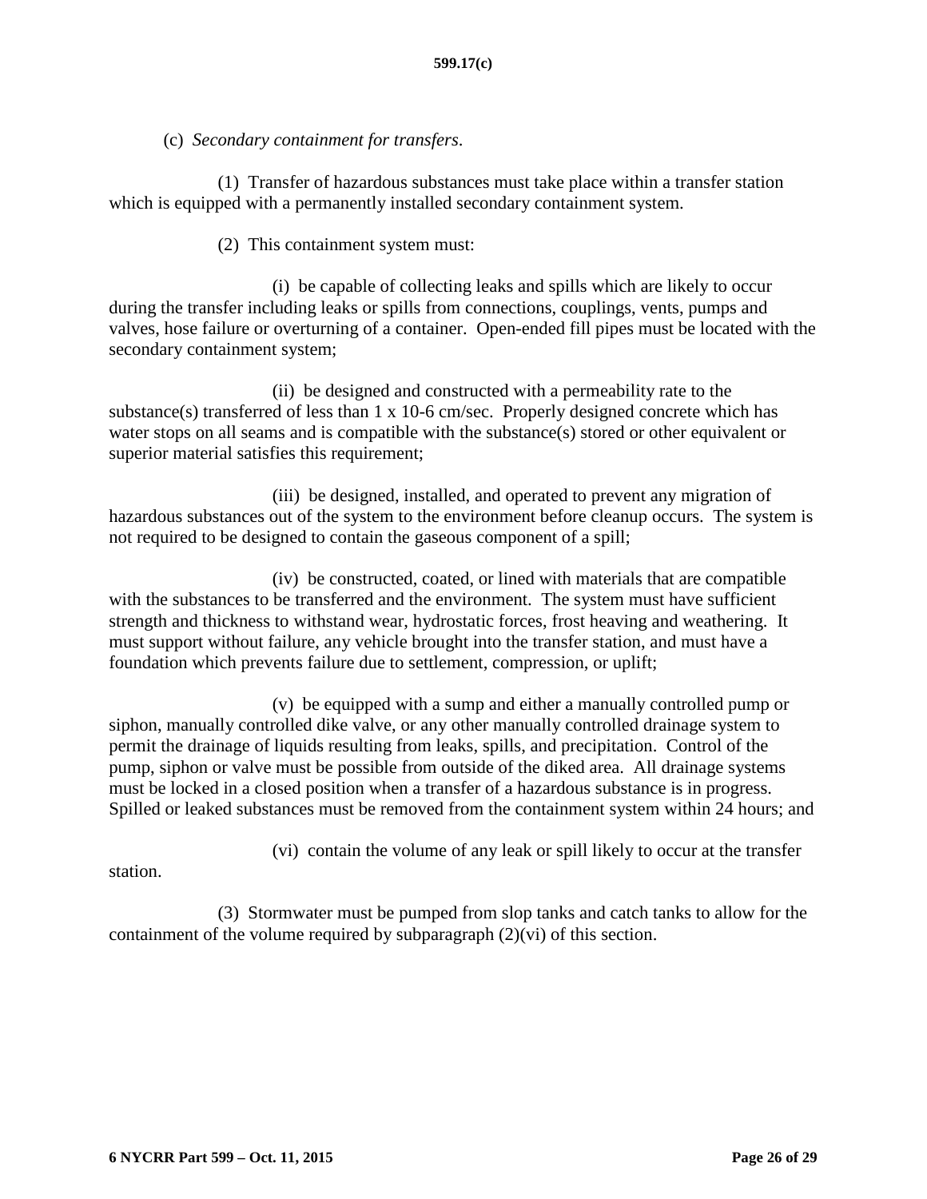(c) *Secondary containment for transfers*.

(1) Transfer of hazardous substances must take place within a transfer station which is equipped with a permanently installed secondary containment system.

(2) This containment system must:

(i) be capable of collecting leaks and spills which are likely to occur during the transfer including leaks or spills from connections, couplings, vents, pumps and valves, hose failure or overturning of a container. Open-ended fill pipes must be located with the secondary containment system;

(ii) be designed and constructed with a permeability rate to the substance(s) transferred of less than 1 x 10-6 cm/sec. Properly designed concrete which has water stops on all seams and is compatible with the substance(s) stored or other equivalent or superior material satisfies this requirement;

(iii) be designed, installed, and operated to prevent any migration of hazardous substances out of the system to the environment before cleanup occurs. The system is not required to be designed to contain the gaseous component of a spill;

(iv) be constructed, coated, or lined with materials that are compatible with the substances to be transferred and the environment. The system must have sufficient strength and thickness to withstand wear, hydrostatic forces, frost heaving and weathering. It must support without failure, any vehicle brought into the transfer station, and must have a foundation which prevents failure due to settlement, compression, or uplift;

(v) be equipped with a sump and either a manually controlled pump or siphon, manually controlled dike valve, or any other manually controlled drainage system to permit the drainage of liquids resulting from leaks, spills, and precipitation. Control of the pump, siphon or valve must be possible from outside of the diked area. All drainage systems must be locked in a closed position when a transfer of a hazardous substance is in progress. Spilled or leaked substances must be removed from the containment system within 24 hours; and

(vi) contain the volume of any leak or spill likely to occur at the transfer station.

(3) Stormwater must be pumped from slop tanks and catch tanks to allow for the containment of the volume required by subparagraph (2)(vi) of this section.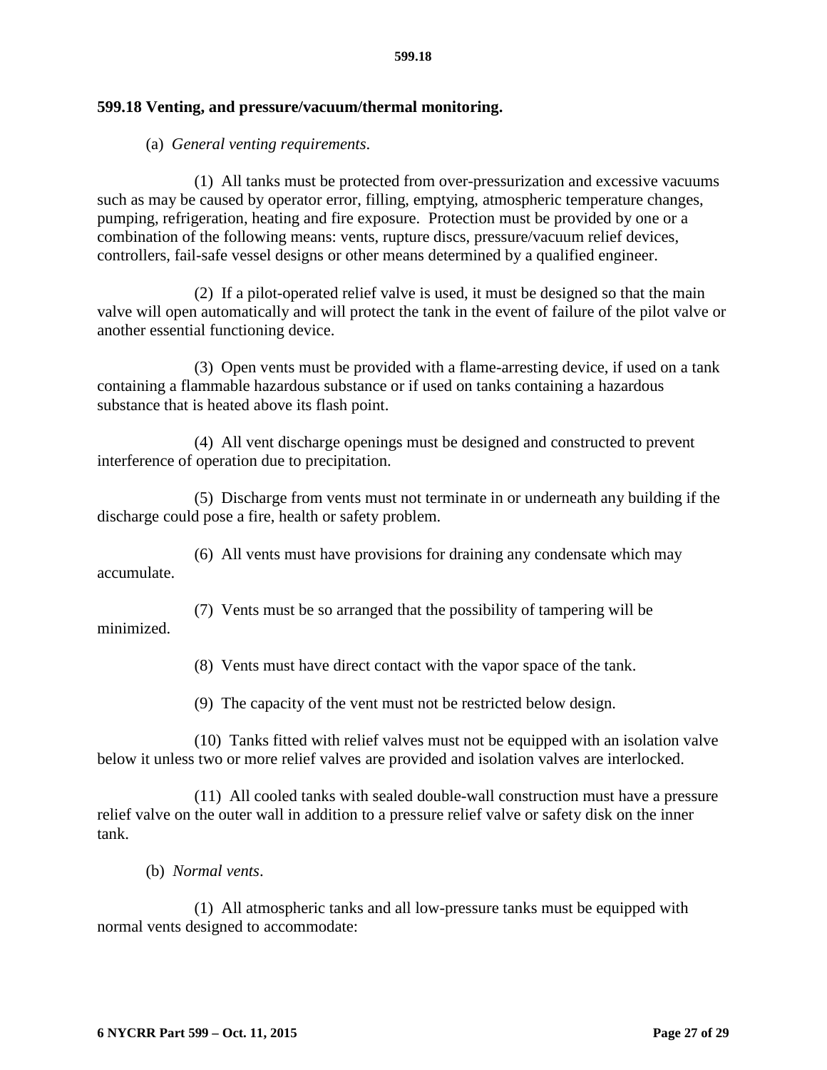## 599.18 Venting, and pressure/vacuum/thermal monitoring.

(a) *General venting requirements*.

(1) All tanks must be protected from over-pressurization and excessive vacuums such as may be caused by operator error, filling, emptying, atmospheric temperature changes, pumping, refrigeration, heating and fire exposure. Protection must be provided by one or a combination of the following means: vents, rupture discs, pressure/vacuum relief devices, controllers, fail-safe vessel designs or other means determined by a qualified engineer.

(2) If a pilot-operated relief valve is used, it must be designed so that the main valve will open automatically and will protect the tank in the event of failure of the pilot valve or another essential functioning device.

(3) Open vents must be provided with a flame-arresting device, if used on a tank containing a flammable hazardous substance or if used on tanks containing a hazardous substance that is heated above its flash point.

(4) All vent discharge openings must be designed and constructed to prevent interference of operation due to precipitation.

(5) Discharge from vents must not terminate in or underneath any building if the discharge could pose a fire, health or safety problem.

(6) All vents must have provisions for draining any condensate which may accumulate.

(7) Vents must be so arranged that the possibility of tampering will be minimized.

(8) Vents must have direct contact with the vapor space of the tank.

(9) The capacity of the vent must not be restricted below design.

(10) Tanks fitted with relief valves must not be equipped with an isolation valve below it unless two or more relief valves are provided and isolation valves are interlocked.

(11) All cooled tanks with sealed double-wall construction must have a pressure relief valve on the outer wall in addition to a pressure relief valve or safety disk on the inner tank.

(b) *Normal vents*.

(1) All atmospheric tanks and all low-pressure tanks must be equipped with normal vents designed to accommodate: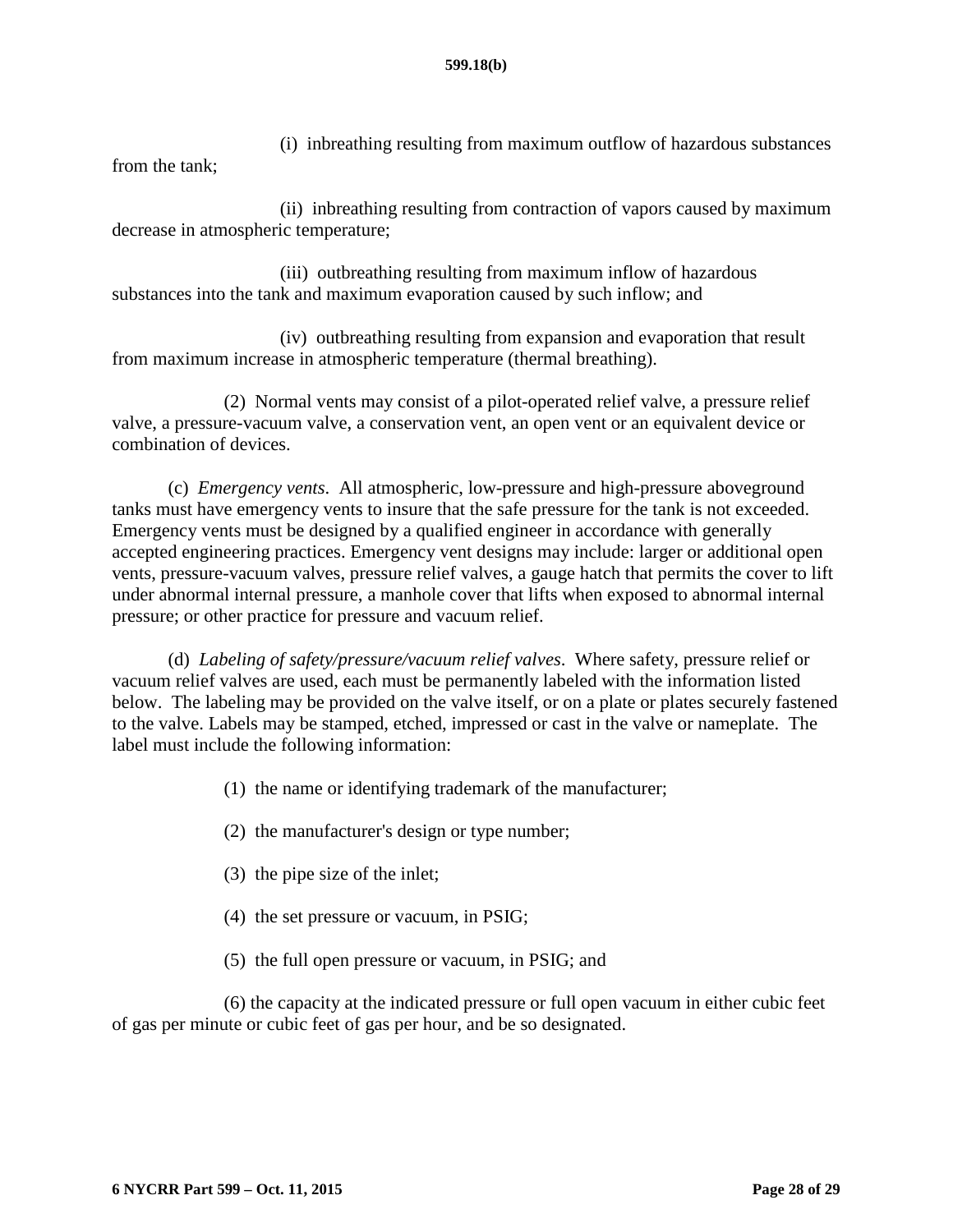(i) inbreathing resulting from maximum outflow of hazardous substances from the tank;

(ii) inbreathing resulting from contraction of vapors caused by maximum decrease in atmospheric temperature;

(iii) outbreathing resulting from maximum inflow of hazardous substances into the tank and maximum evaporation caused by such inflow; and

(iv) outbreathing resulting from expansion and evaporation that result from maximum increase in atmospheric temperature (thermal breathing).

(2) Normal vents may consist of a pilot-operated relief valve, a pressure relief valve, a pressure-vacuum valve, a conservation vent, an open vent or an equivalent device or combination of devices.

(c) *Emergency vents*. All atmospheric, low-pressure and high-pressure aboveground tanks must have emergency vents to insure that the safe pressure for the tank is not exceeded. Emergency vents must be designed by a qualified engineer in accordance with generally accepted engineering practices. Emergency vent designs may include: larger or additional open vents, pressure-vacuum valves, pressure relief valves, a gauge hatch that permits the cover to lift under abnormal internal pressure, a manhole cover that lifts when exposed to abnormal internal pressure; or other practice for pressure and vacuum relief.

(d) *Labeling of safety/pressure/vacuum relief valves*. Where safety, pressure relief or vacuum relief valves are used, each must be permanently labeled with the information listed below. The labeling may be provided on the valve itself, or on a plate or plates securely fastened to the valve. Labels may be stamped, etched, impressed or cast in the valve or nameplate. The label must include the following information:

(1) the name or identifying trademark of the manufacturer;

(2) the manufacturer's design or type number;

(3) the pipe size of the inlet;

(4) the set pressure or vacuum, in PSIG;

(5) the full open pressure or vacuum, in PSIG; and

(6) the capacity at the indicated pressure or full open vacuum in either cubic feet of gas per minute or cubic feet of gas per hour, and be so designated.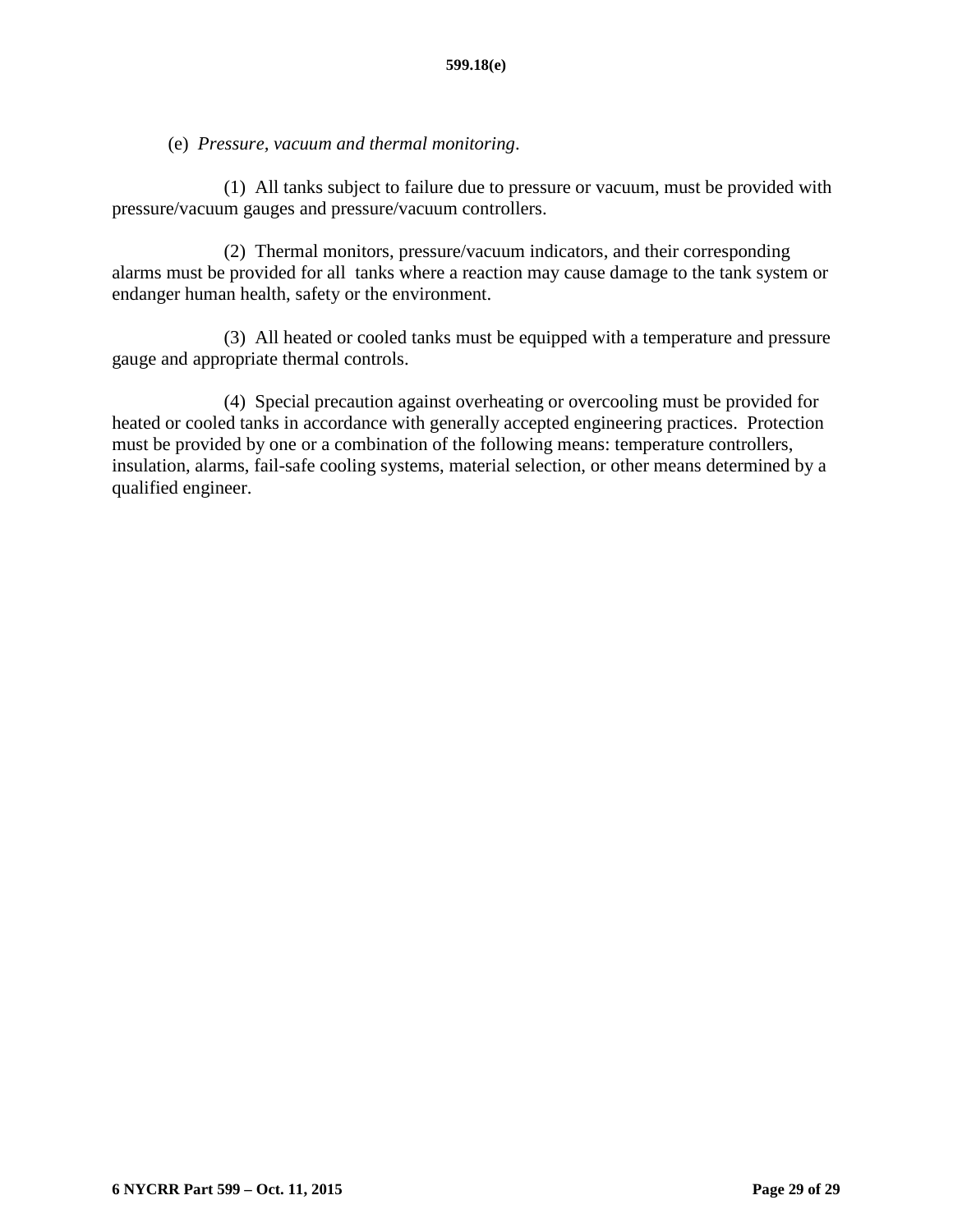(e) *Pressure, vacuum and thermal monitoring*.

(1) All tanks subject to failure due to pressure or vacuum, must be provided with pressure/vacuum gauges and pressure/vacuum controllers.

(2) Thermal monitors, pressure/vacuum indicators, and their corresponding alarms must be provided for all tanks where a reaction may cause damage to the tank system or endanger human health, safety or the environment.

(3) All heated or cooled tanks must be equipped with a temperature and pressure gauge and appropriate thermal controls.

(4) Special precaution against overheating or overcooling must be provided for heated or cooled tanks in accordance with generally accepted engineering practices. Protection must be provided by one or a combination of the following means: temperature controllers, insulation, alarms, fail-safe cooling systems, material selection, or other means determined by a qualified engineer.